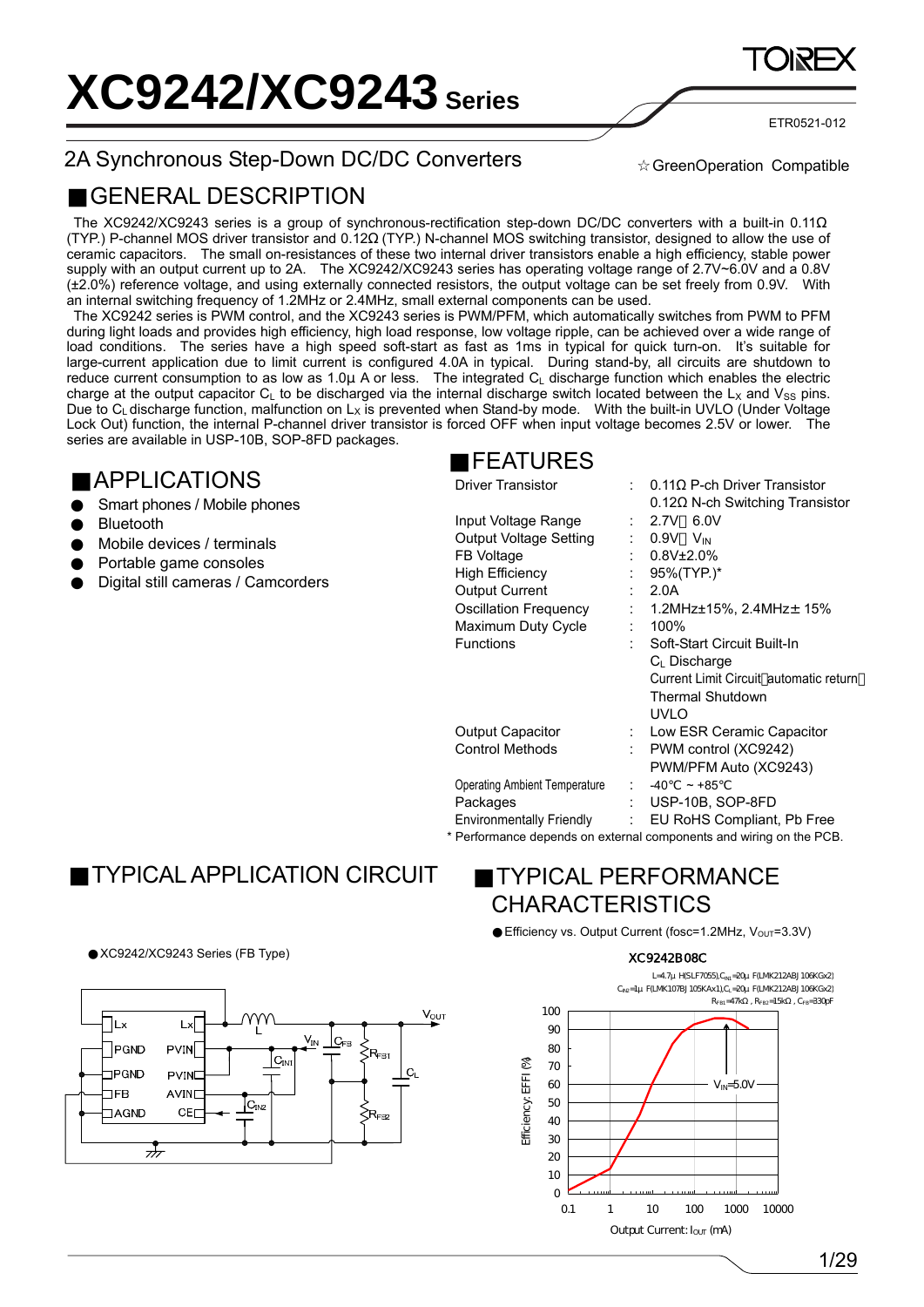# XC9242/XC9243 Series

ETR0521-012

## 2A Synchronous Step-Down DC/DC Converters

☆GreenOperation Compatible

## ■GENERAL DESCRIPTION

The XC9242/XC9243 series is a group of synchronous-rectification step-down DC/DC converters with a built-in 0.11Ω (TYP.) P-channel MOS driver transistor and 0.12Ω (TYP.) N-channel MOS switching transistor, designed to allow the use of ceramic capacitors. The small on-resistances of these two internal driver transistors enable a high efficiency, stable power supply with an output current up to 2A. The XC9242/XC9243 series has operating voltage range of 2.7V~6.0V and a 0.8V (±2.0%) reference voltage, and using externally connected resistors, the output voltage can be set freely from 0.9V. With an internal switching frequency of 1.2MHz or 2.4MHz, small external components can be used.

The XC9242 series is PWM control, and the XC9243 series is PWM/PFM, which automatically switches from PWM to PFM during light loads and provides high efficiency, high load response, low voltage ripple, can be achieved over a wide range of load conditions. The series have a high speed soft-start as fast as 1ms in typical for quick turn-on. It's suitable for large-current application due to limit current is configured 4.0A in typical. During stand-by, all circuits are shutdown to reduce current consumption to as low as 1.0μ A or less. The integrated $C_L$ discharge function which enables the electric charge at the output capacitor $C_L$ to be discharged via the internal discharge switch located between the $L_X$ and $V_{SS}$ pins. Due to $C_L$ discharge function, malfunction on $L_X$ is prevented when Stand-by mode. With the built-in UVLO (Under Voltage Lock Out) function, the internal P-channel driver transistor is forced OFF when input voltage becomes 2.5V or lower. The series are available in USP-10B, SOP-8FD packages.

## ■APPLICATIONS

- Smart phones / Mobile phones
- Bluetooth
- Mobile devices / terminals
- Portable game consoles
- Digital still cameras / Camcorders

## ■FEATURES

| | | |
|---|---|---|
| Driver Transistor | : | 0.11Ω P-ch Driver Transistor<br>0.12Ω N-ch Switching Transistor |
| Input Voltage Range | : | 2.7V～6.0V |
| Output Voltage Setting | : | 0.9V～$V_{IN}$ |
| FB Voltage | : | 0.8V±2.0% |
| High Efficiency | : | 95%(TYP.)* |
| Output Current | : | 2.0A |
| Oscillation Frequency | : | 1.2MHz±15%, 2.4MHz± 15% |
| Maximum Duty Cycle | : | 100% |
| Functions | : | Soft-Start Circuit Built-In<br>$C_L$ Discharge<br>Current Limit Circuit（automatic return）<br>Thermal Shutdown<br>UVLO |
| Output Capacitor | : | Low ESR Ceramic Capacitor |
| Control Methods | : | PWM control (XC9242)<br>PWM/PFM Auto (XC9243) |
| Operating Ambient Temperature | : | -40℃ ~ +85℃ |
| Packages | : | USP-10B, SOP-8FD |
| Environmentally Friendly | : | EU RoHS Compliant, Pb Free |

\* Performance depends on external components and wiring on the PCB.

## ■TYPICAL APPLICATION CIRCUIT

●XC9242/XC9243 Series (FB Type)

## ■TYPICAL PERFORMANCE CHARACTERISTICS

●Efficiency vs. Output Current (fosc=1.2MHz, $V_{OUT}$=3.3V)

XC9242B08C

L=4.7μ H(SLF7055), $C_{IN1}$=20μ F(LMK212ABJ 106KGx2)
$C_{IN2}$=1μ F(LMK107BJ 105KAx1), $C_L$=20μ F(LMK212ABJ 106KGx2)
$R_{FB1}$=47kΩ , $R_{FB2}$=15kΩ , $C_{FB}$=330pF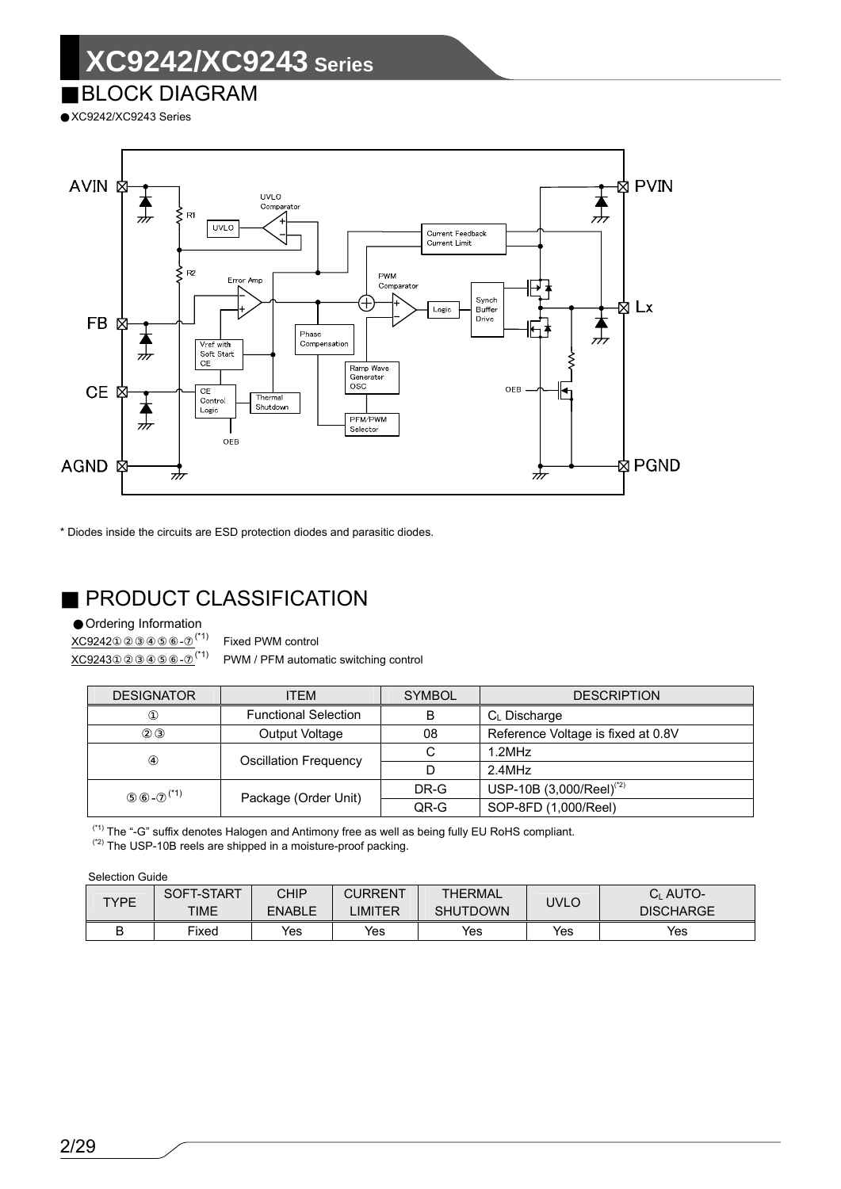## ■BLOCK DIAGRAM

● XC9242/XC9243 Series

* Diodes inside the circuits are ESD protection diodes and parasitic diodes.

## ■ PRODUCT CLASSIFICATION

● Ordering Information

XC9242①②③④⑤⑥-⑦(*1) Fixed PWM control

XC9243①②③④⑤⑥-⑦(*1) PWM / PFM automatic switching control

| DESIGNATOR | ITEM | SYMBOL | DESCRIPTION |
|---|---|---|---|
| ① | Functional Selection | B | $C_L$ Discharge |
| ②③ | Output Voltage | 08 | Reference Voltage is fixed at 0.8V |
| ④ | Oscillation Frequency | C | 1.2MHz |
| | | D | 2.4MHz |
| ⑤⑥-⑦(*1) | Package (Order Unit) | DR-G | USP-10B (3,000/Reel)(*2) |
| | | QR-G | SOP-8FD (1,000/Reel) |

(*1) The "-G" suffix denotes Halogen and Antimony free as well as being fully EU RoHS compliant.
(*2) The USP-10B reels are shipped in a moisture-proof packing.

Selection Guide

| TYPE | SOFT-START TIME | CHIP ENABLE | CURRENT LIMITER | THERMAL SHUTDOWN | UVLO | $C_L$ AUTO-DISCHARGE |
|---|---|---|---|---|---|---|
| B | Fixed | Yes | Yes | Yes | Yes | Yes |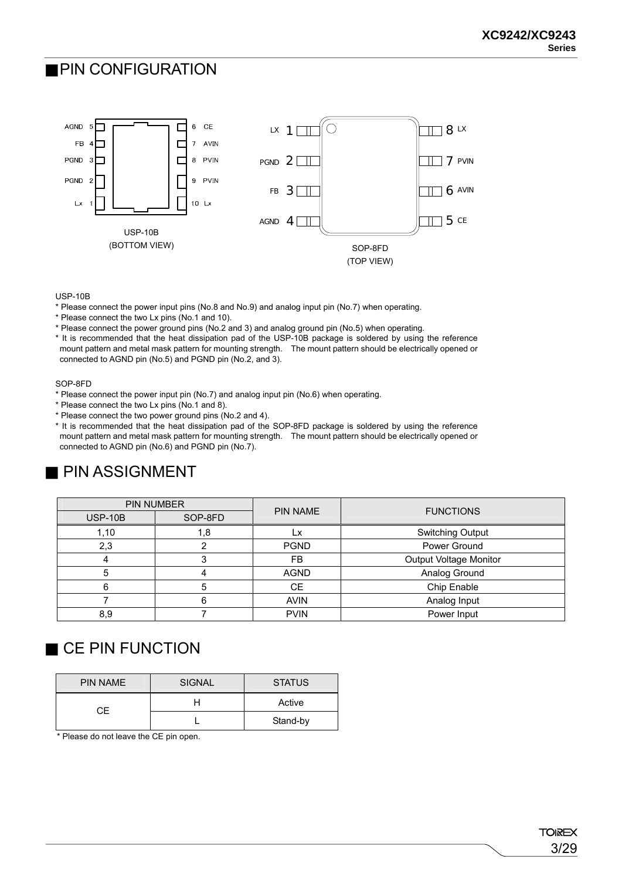## ■PIN CONFIGURATION

USP-10B
(BOTTOM VIEW)

SOP-8FD
(TOP VIEW)

USP-10B

* Please connect the power input pins (No.8 and No.9) and analog input pin (No.7) when operating.
* Please connect the two Lx pins (No.1 and 10).
* Please connect the power ground pins (No.2 and 3) and analog ground pin (No.5) when operating.
* It is recommended that the heat dissipation pad of the USP-10B package is soldered by using the reference mount pattern and metal mask pattern for mounting strength. The mount pattern should be electrically opened or connected to AGND pin (No.5) and PGND pin (No.2, and 3).

SOP-8FD

* Please connect the power input pin (No.7) and analog input pin (No.6) when operating.
* Please connect the two Lx pins (No.1 and 8).
* Please connect the two power ground pins (No.2 and 4).
* It is recommended that the heat dissipation pad of the SOP-8FD package is soldered by using the reference mount pattern and metal mask pattern for mounting strength. The mount pattern should be electrically opened or connected to AGND pin (No.6) and PGND pin (No.7).

## ■ PIN ASSIGNMENT

| PIN NUMBER | | PIN NAME | FUNCTIONS |
|---|---|---|---|
| USP-10B | SOP-8FD | | |
| 1,10 | 1,8 | Lx | Switching Output |
| 2,3 | 2 | PGND | Power Ground |
| 4 | 3 | FB | Output Voltage Monitor |
| 5 | 4 | AGND | Analog Ground |
| 6 | 5 | CE | Chip Enable |
| 7 | 6 | AVIN | Analog Input |
| 8,9 | 7 | PVIN | Power Input |

## ■ CE PIN FUNCTION

| PIN NAME | SIGNAL | STATUS |
|---|---|---|
| CE | H | Active |
| | L | Stand-by |

* Please do not leave the CE pin open.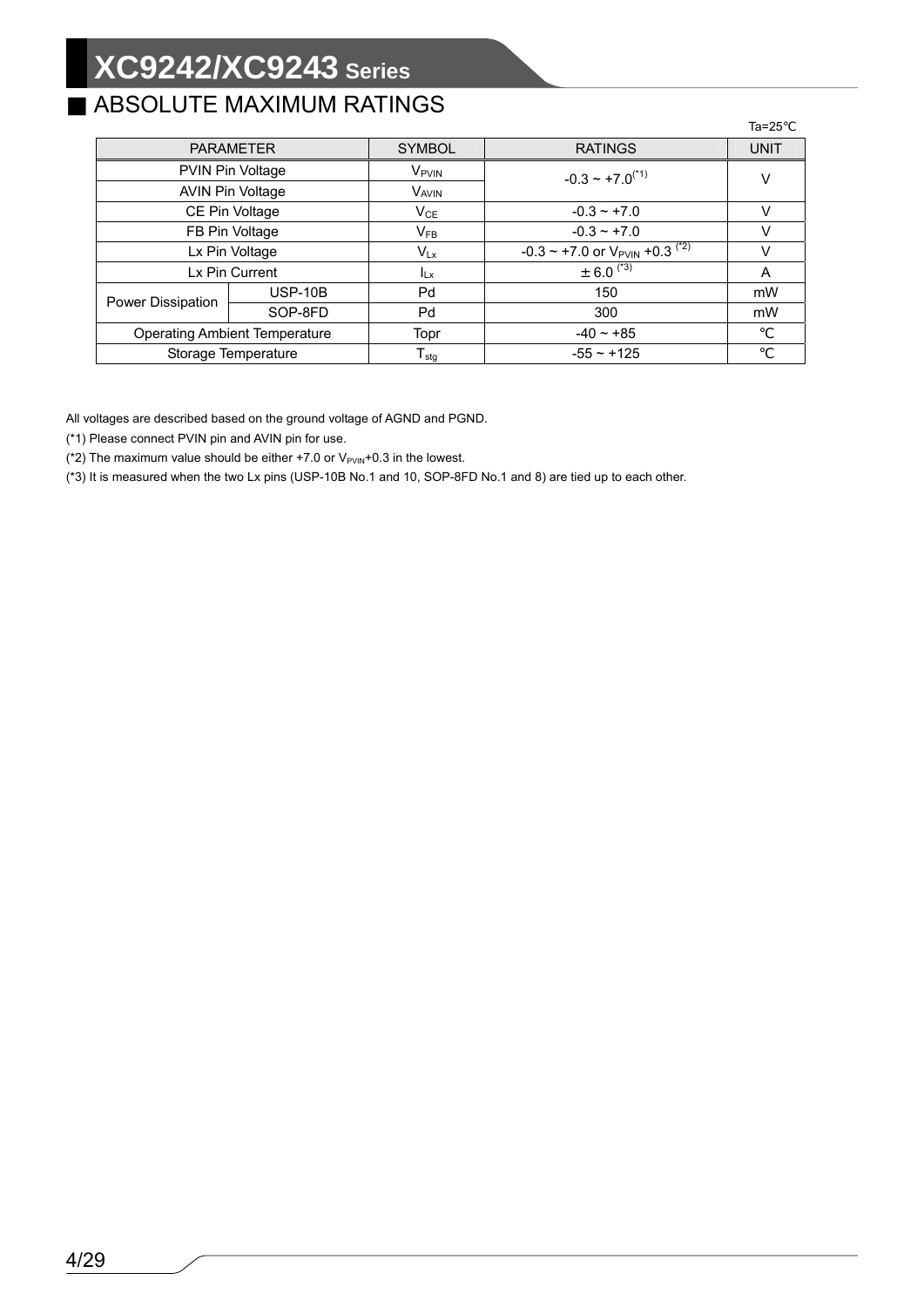## ■ ABSOLUTE MAXIMUM RATINGS

Ta=25℃

| PARAMETER | | SYMBOL | RATINGS | UNIT |
|---|---|---|---|---|
| PVIN Pin Voltage | | $V_{PVIN}$ | -0.3 ~ +7.0(*1) | V |
| AVIN Pin Voltage | | $V_{AVIN}$ | | |
| CE Pin Voltage | | $V_{CE}$ | -0.3 ~ +7.0 | V |
| FB Pin Voltage | | $V_{FB}$ | -0.3 ~ +7.0 | V |
| Lx Pin Voltage | | $V_{Lx}$ | -0.3 ~ +7.0 or $V_{PVIN}$ +0.3 (*2) | V |
| Lx Pin Current | | $I_{Lx}$ | ± 6.0 (*3) | A |
| Power Dissipation | USP-10B | Pd | 150 | mW |
| | SOP-8FD | Pd | 300 | mW |
| Operating Ambient Temperature | | Topr | -40 ~ +85 | ℃ |
| Storage Temperature | | $T_{stg}$ | -55 ~ +125 | ℃ |

All voltages are described based on the ground voltage of AGND and PGND.

(*1) Please connect PVIN pin and AVIN pin for use.

(*2) The maximum value should be either +7.0 or $V_{PVIN}$+0.3 in the lowest.

(*3) It is measured when the two Lx pins (USP-10B No.1 and 10, SOP-8FD No.1 and 8) are tied up to each other.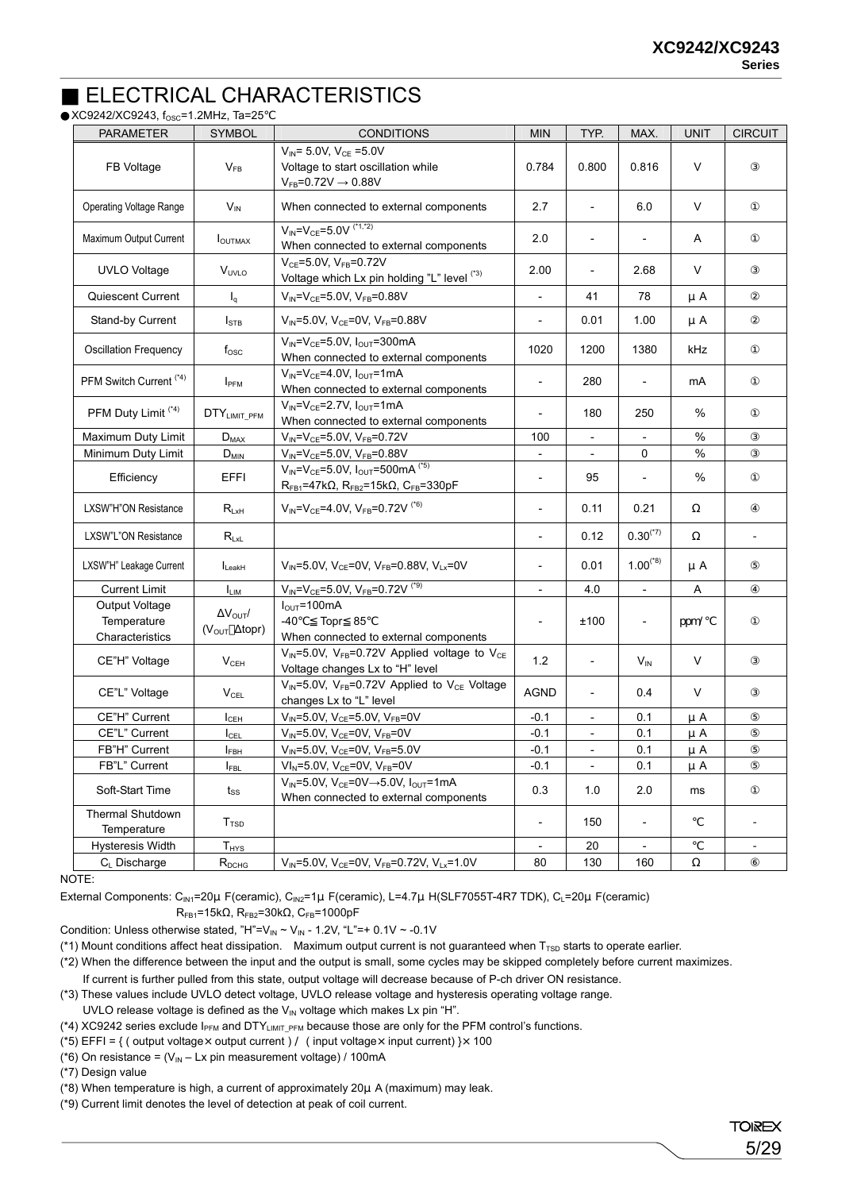## ■ ELECTRICAL CHARACTERISTICS

● XC9242/XC9243, $f_{OSC}$=1.2MHz, Ta=25℃

| PARAMETER | SYMBOL | CONDITIONS | MIN | TYP. | MAX. | UNIT | CIRCUIT |
|---|---|---|---|---|---|---|---|
| FB Voltage | $V_{FB}$ | $V_{IN}$= 5.0V, $V_{CE}$ =5.0V Voltage to start oscillation while $V_{FB}$=0.72V → 0.88V | 0.784 | 0.800 | 0.816 | V | ③ |
| Operating Voltage Range | $V_{IN}$ | When connected to external components | 2.7 | - | 6.0 | V | ① |
| Maximum Output Current | $I_{OUTMAX}$ | $V_{IN}$=$V_{CE}$=5.0V (*1,*2) When connected to external components | 2.0 | - | - | A | ① |
| UVLO Voltage | $V_{UVLO}$ | $V_{CE}$=5.0V, $V_{FB}$=0.72V Voltage which Lx pin holding "L" level (*3) | 2.00 | - | 2.68 | V | ③ |
| Quiescent Current | $I_q$ | $V_{IN}$=$V_{CE}$=5.0V, $V_{FB}$=0.88V | - | 41 | 78 | μA | ② |
| Stand-by Current | $I_{STB}$ | $V_{IN}$=5.0V, $V_{CE}$=0V, $V_{FB}$=0.88V | - | 0.01 | 1.00 | μA | ② |
| Oscillation Frequency | $f_{OSC}$ | $V_{IN}$=$V_{CE}$=5.0V, $I_{OUT}$=300mA When connected to external components | 1020 | 1200 | 1380 | kHz | ① |
| PFM Switch Current (*4) | $I_{PFM}$ | $V_{IN}$=$V_{CE}$=4.0V, $I_{OUT}$=1mA When connected to external components | - | 280 | - | mA | ① |
| PFM Duty Limit (*4) | $DTY_{LIMIT\_PFM}$ | $V_{IN}$=$V_{CE}$=2.7V, $I_{OUT}$=1mA When connected to external components | - | 180 | 250 | % | ① |
| Maximum Duty Limit | $D_{MAX}$ | $V_{IN}$=$V_{CE}$=5.0V, $V_{FB}$=0.72V | 100 | - | - | % | ③ |
| Minimum Duty Limit | $D_{MIN}$ | $V_{IN}$=$V_{CE}$=5.0V, $V_{FB}$=0.88V | - | - | 0 | % | ③ |
| Efficiency | EFFI | $V_{IN}$=$V_{CE}$=5.0V, $I_{OUT}$=500mA (*5) $R_{FB1}$=47kΩ, $R_{FB2}$=15kΩ, $C_{FB}$=330pF | - | 95 | - | % | ① |
| LXSW"H"ON Resistance | $R_{LxH}$ | $V_{IN}$=$V_{CE}$=4.0V, $V_{FB}$=0.72V (*6) | - | 0.11 | 0.21 | Ω | ④ |
| LXSW"L"ON Resistance | $R_{LxL}$ | | - | 0.12 | 0.30(*7) | Ω | - |
| LXSW"H" Leakage Current | $I_{LeakH}$ | $V_{IN}$=5.0V, $V_{CE}$=0V, $V_{FB}$=0.88V, $V_{Lx}$=0V | - | 0.01 | 1.00(*8) | μA | ⑤ |
| Current Limit | $I_{LIM}$ | $V_{IN}$=$V_{CE}$=5.0V, $V_{FB}$=0.72V (*9) | - | 4.0 | - | A | ④ |
| Output Voltage Temperature Characteristics | $\Delta V_{OUT}$/ ($V_{OUT}$・Δtopr) | $I_{OUT}$=100mA -40℃≦Topr≦85℃ When connected to external components | - | ±100 | - | ppm/℃ | ① |
| CE"H" Voltage | $V_{CEH}$ | $V_{IN}$=5.0V, $V_{FB}$=0.72V Applied voltage to $V_{CE}$ Voltage changes Lx to "H" level | 1.2 | - | $V_{IN}$ | V | ③ |
| CE"L" Voltage | $V_{CEL}$ | $V_{IN}$=5.0V, $V_{FB}$=0.72V Applied to $V_{CE}$ Voltage changes Lx to "L" level | AGND | - | 0.4 | V | ③ |
| CE"H" Current | $I_{CEH}$ | $V_{IN}$=5.0V, $V_{CE}$=5.0V, $V_{FB}$=0V | -0.1 | - | 0.1 | μA | ⑤ |
| CE"L" Current | $I_{CEL}$ | $V_{IN}$=5.0V, $V_{CE}$=0V, $V_{FB}$=0V | -0.1 | - | 0.1 | μA | ⑤ |
| FB"H" Current | $I_{FBH}$ | $V_{IN}$=5.0V, $V_{CE}$=0V, $V_{FB}$=5.0V | -0.1 | - | 0.1 | μA | ⑤ |
| FB"L" Current | $I_{FBL}$ | $V_{IN}$=5.0V, $V_{CE}$=0V, $V_{FB}$=0V | -0.1 | - | 0.1 | μA | ⑤ |
| Soft-Start Time | $t_{SS}$ | $V_{IN}$=5.0V, $V_{CE}$=0V→5.0V, $I_{OUT}$=1mA When connected to external components | 0.3 | 1.0 | 2.0 | ms | ① |
| Thermal Shutdown Temperature | $T_{TSD}$ | | - | 150 | - | ℃ | - |
| Hysteresis Width | $T_{HYS}$ | | - | 20 | - | ℃ | - |
| $C_L$ Discharge | $R_{DCHG}$ | $V_{IN}$=5.0V, $V_{CE}$=0V, $V_{FB}$=0.72V, $V_{Lx}$=1.0V | 80 | 130 | 160 | Ω | ⑥ |

NOTE:

External Components: $C_{IN1}$=20μF(ceramic), $C_{IN2}$=1μF(ceramic), L=4.7μH(SLF7055T-4R7 TDK), $C_L$=20μF(ceramic)
$R_{FB1}$=15kΩ, $R_{FB2}$=30kΩ, $C_{FB}$=1000pF

Condition: Unless otherwise stated, "H"=$V_{IN}$ ~ $V_{IN}$ - 1.2V, "L"=+ 0.1V ~ -0.1V

(*1) Mount conditions affect heat dissipation. Maximum output current is not guaranteed when $T_{TSD}$ starts to operate earlier.

(*2) When the difference between the input and the output is small, some cycles may be skipped completely before current maximizes.
If current is further pulled from this state, output voltage will decrease because of P-ch driver ON resistance.

(*3) These values include UVLO detect voltage, UVLO release voltage and hysteresis operating voltage range.
UVLO release voltage is defined as the $V_{IN}$ voltage which makes Lx pin "H".

(*4) XC9242 series exclude $I_{PFM}$ and $DTY_{LIMIT\_PFM}$ because those are only for the PFM control's functions.

(*5) EFFI = { ( output voltage× output current ) / ( input voltage× input current) }× 100

(*6) On resistance = ($V_{IN}$ – Lx pin measurement voltage) / 100mA

(*7) Design value

(*8) When temperature is high, a current of approximately 20μA (maximum) may leak.

(*9) Current limit denotes the level of detection at peak of coil current.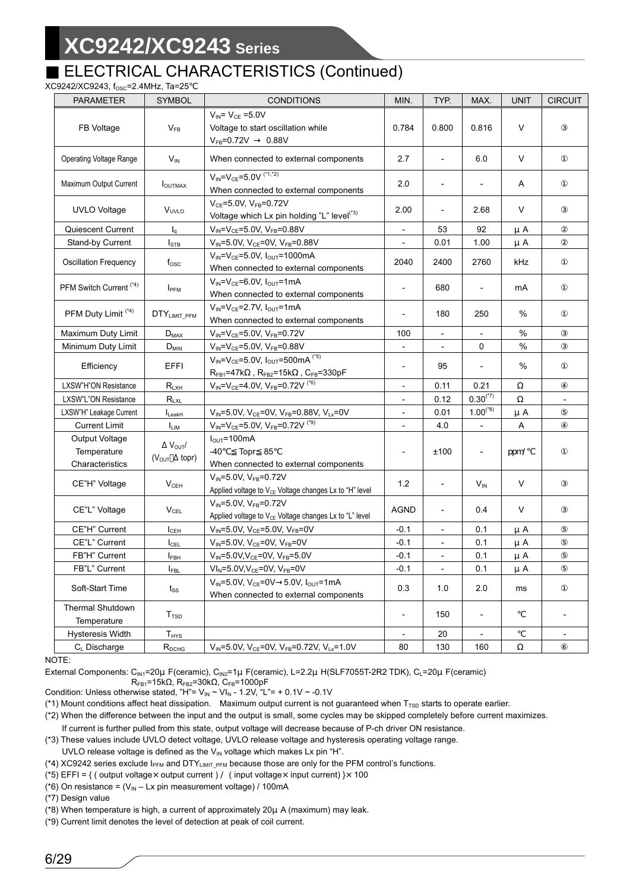## ■ ELECTRICAL CHARACTERISTICS (Continued)

XC9242/XC9243, $f_{OSC}$=2.4MHz, Ta=25℃

| PARAMETER | SYMBOL | CONDITIONS | MIN. | TYP. | MAX. | UNIT | CIRCUIT |
|---|---|---|---|---|---|---|---|
| FB Voltage | $V_{FB}$ | $V_{IN}$= $V_{CE}$ =5.0V<br>Voltage to start oscillation while<br>$V_{FB}$=0.72V → 0.88V | 0.784 | 0.800 | 0.816 | V | ③ |
| Operating Voltage Range | $V_{IN}$ | When connected to external components | 2.7 | - | 6.0 | V | ① |
| Maximum Output Current | $I_{OUTMAX}$ | $V_{IN}$=$V_{CE}$=5.0V (*1,*2)<br>When connected to external components | 2.0 | - | - | A | ① |
| UVLO Voltage | $V_{UVLO}$ | $V_{CE}$=5.0V, $V_{FB}$=0.72V<br>Voltage which Lx pin holding "L" level(*3) | 2.00 | - | 2.68 | V | ③ |
| Quiescent Current | $I_q$ | $V_{IN}$=$V_{CE}$=5.0V, $V_{FB}$=0.88V | - | 53 | 92 | μ A | ② |
| Stand-by Current | $I_{STB}$ | $V_{IN}$=5.0V, $V_{CE}$=0V, $V_{FB}$=0.88V | - | 0.01 | 1.00 | μ A | ② |
| Oscillation Frequency | $f_{OSC}$ | $V_{IN}$=$V_{CE}$=5.0V, $I_{OUT}$=1000mA<br>When connected to external components | 2040 | 2400 | 2760 | kHz | ① |
| PFM Switch Current (*4) | $I_{PFM}$ | $V_{IN}$=$V_{CE}$=6.0V, $I_{OUT}$=1mA<br>When connected to external components | - | 680 | - | mA | ① |
| PFM Duty Limit (*4) | $DTY_{LIMIT\_PFM}$ | $V_{IN}$=$V_{CE}$=2.7V, $I_{OUT}$=1mA<br>When connected to external components | - | 180 | 250 | % | ① |
| Maximum Duty Limit | $D_{MAX}$ | $V_{IN}$=$V_{CE}$=5.0V, $V_{FB}$=0.72V | 100 | - | - | % | ③ |
| Minimum Duty Limit | $D_{MIN}$ | $V_{IN}$=$V_{CE}$=5.0V, $V_{FB}$=0.88V | - | - | 0 | % | ③ |
| Efficiency | EFFI | $V_{IN}$=$V_{CE}$=5.0V, $I_{OUT}$=500mA (*5)<br>$R_{FB1}$=47kΩ , $R_{FB2}$=15kΩ , $C_{FB}$=330pF | - | 95 | - | % | ① |
| LXSW"H"ON Resistance | $R_{LXH}$ | $V_{IN}$=$V_{CE}$=4.0V, $V_{FB}$=0.72V (*6) | - | 0.11 | 0.21 | Ω | ④ |
| LXSW"L"ON Resistance | $R_{LXL}$ | | - | 0.12 | 0.30(*7) | Ω | - |
| LXSW"H" Leakage Current | $I_{LeakH}$ | $V_{IN}$=5.0V, $V_{CE}$=0V, $V_{FB}$=0.88V, $V_{Lx}$=0V | - | 0.01 | 1.00(*8) | μ A | ⑤ |
| Current Limit | $I_{LIM}$ | $V_{IN}$=$V_{CE}$=5.0V, $V_{FB}$=0.72V (*9) | - | 4.0 | - | A | ④ |
| Output Voltage Temperature Characteristics | $\Delta V_{OUT}$/ ($V_{OUT}$・$\Delta$ topr) | $I_{OUT}$=100mA<br>-40℃≦ Topr≦ 85℃<br>When connected to external components | - | ±100 | - | ppm/ ℃ | ① |
| CE"H" Voltage | $V_{CEH}$ | $V_{IN}$=5.0V, $V_{FB}$=0.72V<br>Applied voltage to $V_{CE}$ Voltage changes Lx to "H" level | 1.2 | - | $V_{IN}$ | V | ③ |
| CE"L" Voltage | $V_{CEL}$ | $V_{IN}$=5.0V, $V_{FB}$=0.72V<br>Applied voltage to $V_{CE}$ Voltage changes Lx to "L" level | AGND | - | 0.4 | V | ③ |
| CE"H" Current | $I_{CEH}$ | $V_{IN}$=5.0V, $V_{CE}$=5.0V, $V_{FB}$=0V | -0.1 | - | 0.1 | μ A | ⑤ |
| CE"L" Current | $I_{CEL}$ | $V_{IN}$=5.0V, $V_{CE}$=0V, $V_{FB}$=0V | -0.1 | - | 0.1 | μ A | ⑤ |
| FB"H" Current | $I_{FBH}$ | $V_{IN}$=5.0V,$V_{CE}$=0V, $V_{FB}$=5.0V | -0.1 | - | 0.1 | μ A | ⑤ |
| FB"L" Current | $I_{FBL}$ | $V_{IN}$=5.0V,$V_{CE}$=0V, $V_{FB}$=0V | -0.1 | - | 0.1 | μ A | ⑤ |
| Soft-Start Time | $t_{SS}$ | $V_{IN}$=5.0V, $V_{CE}$=0V→5.0V, $I_{OUT}$=1mA<br>When connected to external components | 0.3 | 1.0 | 2.0 | ms | ① |
| Thermal Shutdown Temperature | $T_{TSD}$ | | - | 150 | - | ℃ | - |
| Hysteresis Width | $T_{HYS}$ | | - | 20 | - | ℃ | - |
| $C_L$ Discharge | $R_{DCHG}$ | $V_{IN}$=5.0V, $V_{CE}$=0V, $V_{FB}$=0.72V, $V_{Lx}$=1.0V | 80 | 130 | 160 | Ω | ⑥ |

NOTE:

External Components: $C_{IN1}$=20μ F(ceramic), $C_{IN2}$=1μ F(ceramic), L=2.2μ H(SLF7055T-2R2 TDK), $C_L$=20μ F(ceramic)
$R_{FB1}$=15kΩ, $R_{FB2}$=30kΩ, $C_{FB}$=1000pF

Condition: Unless otherwise stated, "H"= $V_{IN}$ ~ $V_{IN}$ - 1.2V, "L"= + 0.1V ~ -0.1V

(*1) Mount conditions affect heat dissipation. Maximum output current is not guaranteed when $T_{TSD}$ starts to operate earlier.

(*2) When the difference between the input and the output is small, some cycles may be skipped completely before current maximizes.
If current is further pulled from this state, output voltage will decrease because of P-ch driver ON resistance.

(*3) These values include UVLO detect voltage, UVLO release voltage and hysteresis operating voltage range.
UVLO release voltage is defined as the $V_{IN}$ voltage which makes Lx pin "H".

(*4) XC9242 series exclude $I_{PFM}$ and $DTY_{LIMIT\_PFM}$ because those are only for the PFM control's functions.

(*5) EFFI = { ( output voltage× output current ) / ( input voltage× input current) }× 100

(*6) On resistance = ($V_{IN}$ – Lx pin measurement voltage) / 100mA

(*7) Design value

(*8) When temperature is high, a current of approximately 20μ A (maximum) may leak.

(*9) Current limit denotes the level of detection at peak of coil current.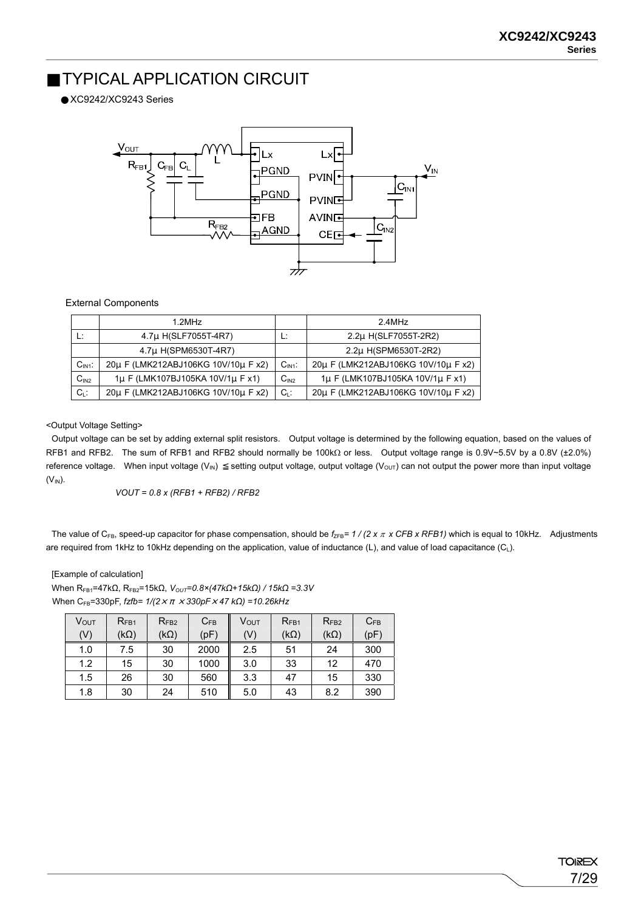# ■TYPICAL APPLICATION CIRCUIT

● XC9242/XC9243 Series

External Components

| | 1.2MHz | | 2.4MHz |
|---|---|---|---|
| L: | 4.7μ H(SLF7055T-4R7) | L: | 2.2μ H(SLF7055T-2R2) |
| | 4.7μ H(SPM6530T-4R7) | | 2.2μ H(SPM6530T-2R2) |
| $C_{IN1}$: | 20μ F (LMK212ABJ106KG 10V/10μ F x2) | $C_{IN1}$: | 20μ F (LMK212ABJ106KG 10V/10μ F x2) |
| $C_{IN2}$ | 1μ F (LMK107BJ105KA 10V/1μ F x1) | $C_{IN2}$ | 1μ F (LMK107BJ105KA 10V/1μ F x1) |
| $C_L$: | 20μ F (LMK212ABJ106KG 10V/10μ F x2) | $C_L$: | 20μ F (LMK212ABJ106KG 10V/10μ F x2) |

<Output Voltage Setting>

Output voltage can be set by adding external split resistors. Output voltage is determined by the following equation, based on the values of RFB1 and RFB2. The sum of RFB1 and RFB2 should normally be 100kΩ or less. Output voltage range is 0.9V~5.5V by a 0.8V (±2.0%) reference voltage. When input voltage ($V_{IN}$) ≦ setting output voltage, output voltage ($V_{OUT}$) can not output the power more than input voltage ($V_{IN}$).

$$VOUT = 0.8 \times (RFB1 + RFB2) / RFB2$$

The value of $C_{FB}$, speed-up capacitor for phase compensation, should be $f_{ZFB} = 1 / (2 \times \pi \times CFB \times RFB1)$ which is equal to 10kHz. Adjustments are required from 1kHz to 10kHz depending on the application, value of inductance (L), and value of load capacitance ($C_L$).

[Example of calculation]

When $R_{FB1}$=47kΩ, $R_{FB2}$=15kΩ, $V_{OUT}=0.8\times(47k\Omega+15k\Omega) / 15k\Omega = 3.3V$

When $C_{FB}$=330pF, $fzfb= 1/(2\times\pi\times 330pF\times 47 k\Omega) = 10.26kHz$

| $V_{OUT}$ (V) | $R_{FB1}$ (kΩ) | $R_{FB2}$ (kΩ) | $C_{FB}$ (pF) | $V_{OUT}$ (V) | $R_{FB1}$ (kΩ) | $R_{FB2}$ (kΩ) | $C_{FB}$ (pF) |
|---|---|---|---|---|---|---|---|
| 1.0 | 7.5 | 30 | 2000 | 2.5 | 51 | 24 | 300 |
| 1.2 | 15 | 30 | 1000 | 3.0 | 33 | 12 | 470 |
| 1.5 | 26 | 30 | 560 | 3.3 | 47 | 15 | 330 |
| 1.8 | 30 | 24 | 510 | 5.0 | 43 | 8.2 | 390 |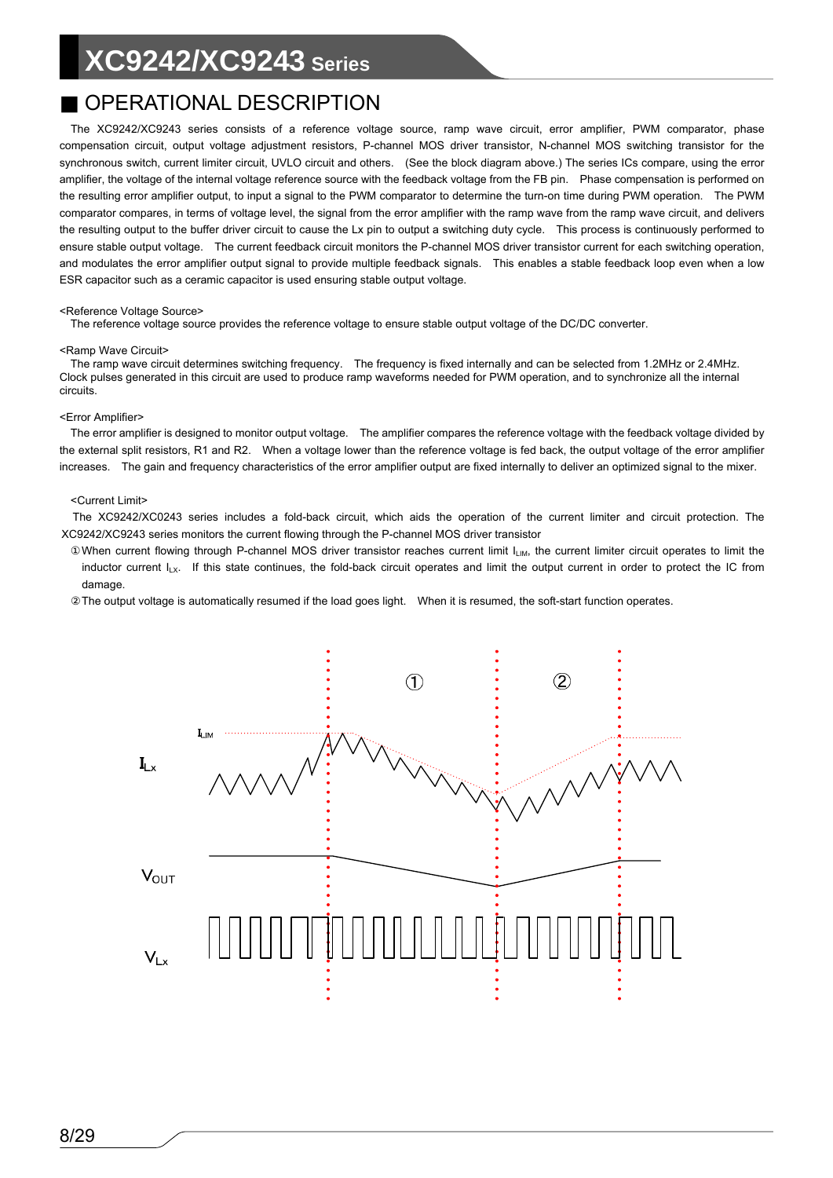## OPERATIONAL DESCRIPTION

The XC9242/XC9243 series consists of a reference voltage source, ramp wave circuit, error amplifier, PWM comparator, phase compensation circuit, output voltage adjustment resistors, P-channel MOS driver transistor, N-channel MOS switching transistor for the synchronous switch, current limiter circuit, UVLO circuit and others. (See the block diagram above.) The series ICs compare, using the error amplifier, the voltage of the internal voltage reference source with the feedback voltage from the FB pin. Phase compensation is performed on the resulting error amplifier output, to input a signal to the PWM comparator to determine the turn-on time during PWM operation. The PWM comparator compares, in terms of voltage level, the signal from the error amplifier with the ramp wave from the ramp wave circuit, and delivers the resulting output to the buffer driver circuit to cause the Lx pin to output a switching duty cycle. This process is continuously performed to ensure stable output voltage. The current feedback circuit monitors the P-channel MOS driver transistor current for each switching operation, and modulates the error amplifier output signal to provide multiple feedback signals. This enables a stable feedback loop even when a low ESR capacitor such as a ceramic capacitor is used ensuring stable output voltage.

<Reference Voltage Source>
The reference voltage source provides the reference voltage to ensure stable output voltage of the DC/DC converter.

<Ramp Wave Circuit>
The ramp wave circuit determines switching frequency. The frequency is fixed internally and can be selected from 1.2MHz or 2.4MHz. Clock pulses generated in this circuit are used to produce ramp waveforms needed for PWM operation, and to synchronize all the internal circuits.

<Error Amplifier>
The error amplifier is designed to monitor output voltage. The amplifier compares the reference voltage with the feedback voltage divided by the external split resistors, R1 and R2. When a voltage lower than the reference voltage is fed back, the output voltage of the error amplifier increases. The gain and frequency characteristics of the error amplifier output are fixed internally to deliver an optimized signal to the mixer.

<Current Limit>
The XC9242/XC0243 series includes a fold-back circuit, which aids the operation of the current limiter and circuit protection. The XC9242/XC9243 series monitors the current flowing through the P-channel MOS driver transistor

①When current flowing through P-channel MOS driver transistor reaches current limit $I_{LIM}$, the current limiter circuit operates to limit the inductor current $I_{LX}$. If this state continues, the fold-back circuit operates and limit the output current in order to protect the IC from damage.

②The output voltage is automatically resumed if the load goes light. When it is resumed, the soft-start function operates.

① ②

$I_{LIM}$

$I_{Lx}$

$V_{OUT}$

$V_{Lx}$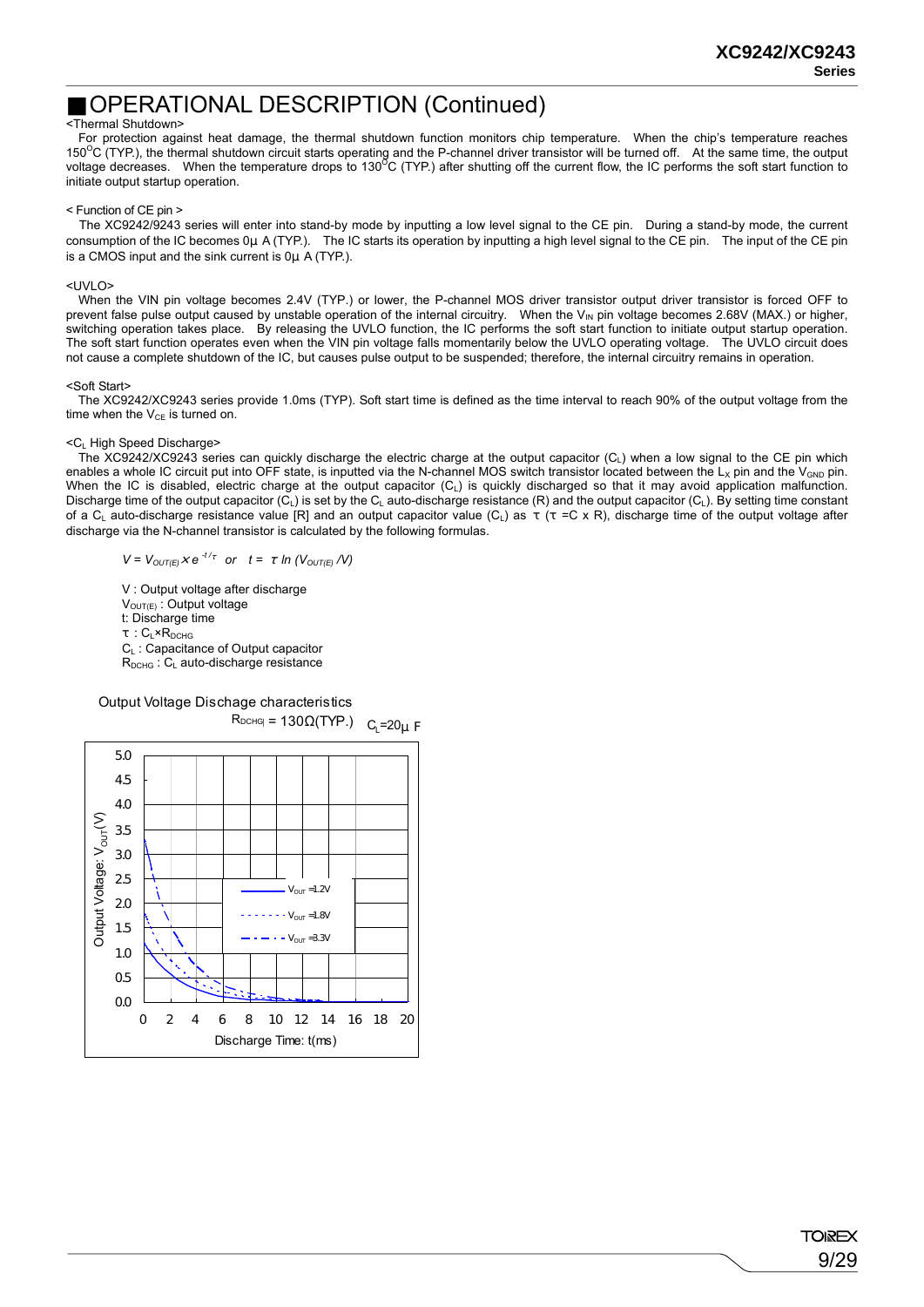## ■OPERATIONAL DESCRIPTION (Continued)

<Thermal Shutdown>

For protection against heat damage, the thermal shutdown function monitors chip temperature. When the chip's temperature reaches 150°C (TYP.), the thermal shutdown circuit starts operating and the P-channel driver transistor will be turned off. At the same time, the output voltage decreases. When the temperature drops to 130°C (TYP.) after shutting off the current flow, the IC performs the soft start function to initiate output startup operation.

< Function of CE pin >

The XC9242/9243 series will enter into stand-by mode by inputting a low level signal to the CE pin. During a stand-by mode, the current consumption of the IC becomes 0μ A (TYP.). The IC starts its operation by inputting a high level signal to the CE pin. The input of the CE pin is a CMOS input and the sink current is 0μ A (TYP.).

<UVLO>

When the VIN pin voltage becomes 2.4V (TYP.) or lower, the P-channel MOS driver transistor output driver transistor is forced OFF to prevent false pulse output caused by unstable operation of the internal circuitry. When the $V_{IN}$ pin voltage becomes 2.68V (MAX.) or higher, switching operation takes place. By releasing the UVLO function, the IC performs the soft start function to initiate output startup operation. The soft start function operates even when the VIN pin voltage falls momentarily below the UVLO operating voltage. The UVLO circuit does not cause a complete shutdown of the IC, but causes pulse output to be suspended; therefore, the internal circuitry remains in operation.

<Soft Start>

The XC9242/XC9243 series provide 1.0ms (TYP). Soft start time is defined as the time interval to reach 90% of the output voltage from the time when the $V_{CE}$ is turned on.

<$C_L$ High Speed Discharge>

The XC9242/XC9243 series can quickly discharge the electric charge at the output capacitor ($C_L$) when a low signal to the CE pin which enables a whole IC circuit put into OFF state, is inputted via the N-channel MOS switch transistor located between the $L_X$ pin and the $V_{GND}$ pin. When the IC is disabled, electric charge at the output capacitor ($C_L$) is quickly discharged so that it may avoid application malfunction. Discharge time of the output capacitor ($C_L$) is set by the $C_L$ auto-discharge resistance (R) and the output capacitor ($C_L$). By setting time constant of a $C_L$ auto-discharge resistance value [R] and an output capacitor value ($C_L$) as τ (τ =C x R), discharge time of the output voltage after discharge via the N-channel transistor is calculated by the following formulas.

$$V = V_{OUT(E)} \times e^{-t/\tau} \quad or \quad t = \tau \ln (V_{OUT(E)} / V)$$

V : Output voltage after discharge
$V_{OUT(E)}$ : Output voltage
t: Discharge time
τ : $C_L \times R_{DCHG}$
$C_L$ : Capacitance of Output capacitor
$R_{DCHG}$ : $C_L$ auto-discharge resistance

Output Voltage Dischage characteristics

$R_{DCHG}$ = 130Ω(TYP.) $C_L$=20μ F

(Graph: Output Voltage: $V_{OUT}$(V) 0.0–5.0 vs. Discharge Time: t(ms) 0–20; curves for $V_{OUT}$ =1.2V, $V_{OUT}$ =1.8V, $V_{OUT}$ =3.3V)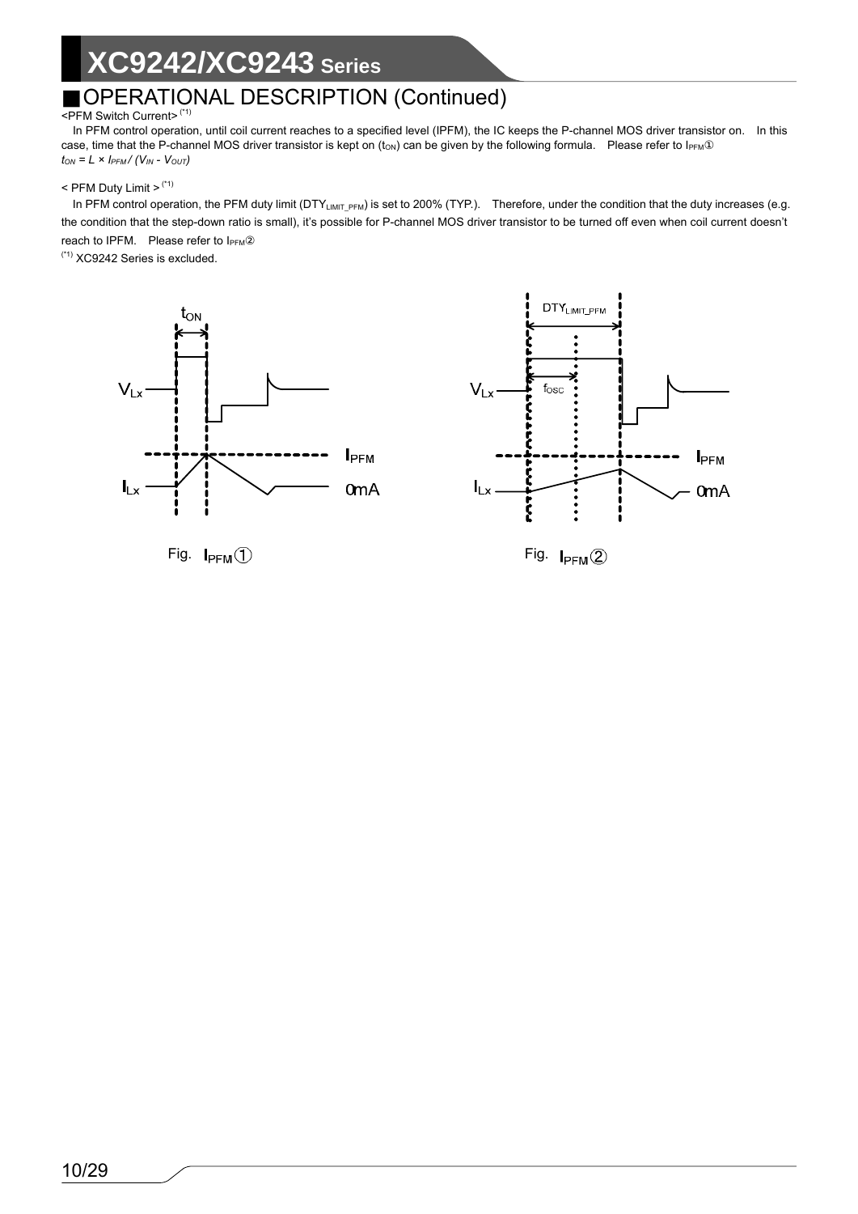## ■OPERATIONAL DESCRIPTION (Continued)

<PFM Switch Current> (*1)

In PFM control operation, until coil current reaches to a specified level (IPFM), the IC keeps the P-channel MOS driver transistor on. In this case, time that the P-channel MOS driver transistor is kept on ($t_{ON}$) can be given by the following formula. Please refer to $I_{PFM}$①

$t_{ON} = L \times I_{PFM} / (V_{IN} - V_{OUT})$

< PFM Duty Limit > (*1)

In PFM control operation, the PFM duty limit ($DTY_{LIMIT\_PFM}$) is set to 200% (TYP.). Therefore, under the condition that the duty increases (e.g. the condition that the step-down ratio is small), it's possible for P-channel MOS driver transistor to be turned off even when coil current doesn't reach to IPFM. Please refer to $I_{PFM}$②

(*1) XC9242 Series is excluded.

$t_{ON}$

$V_{Lx}$

$I_{PFM}$

$I_{Lx}$

0mA

Fig. $I_{PFM}$①

$DTY_{LIMIT\_PFM}$

$f_{OSC}$

$V_{Lx}$

$I_{PFM}$

$I_{Lx}$

0mA

Fig. $I_{PFM}$②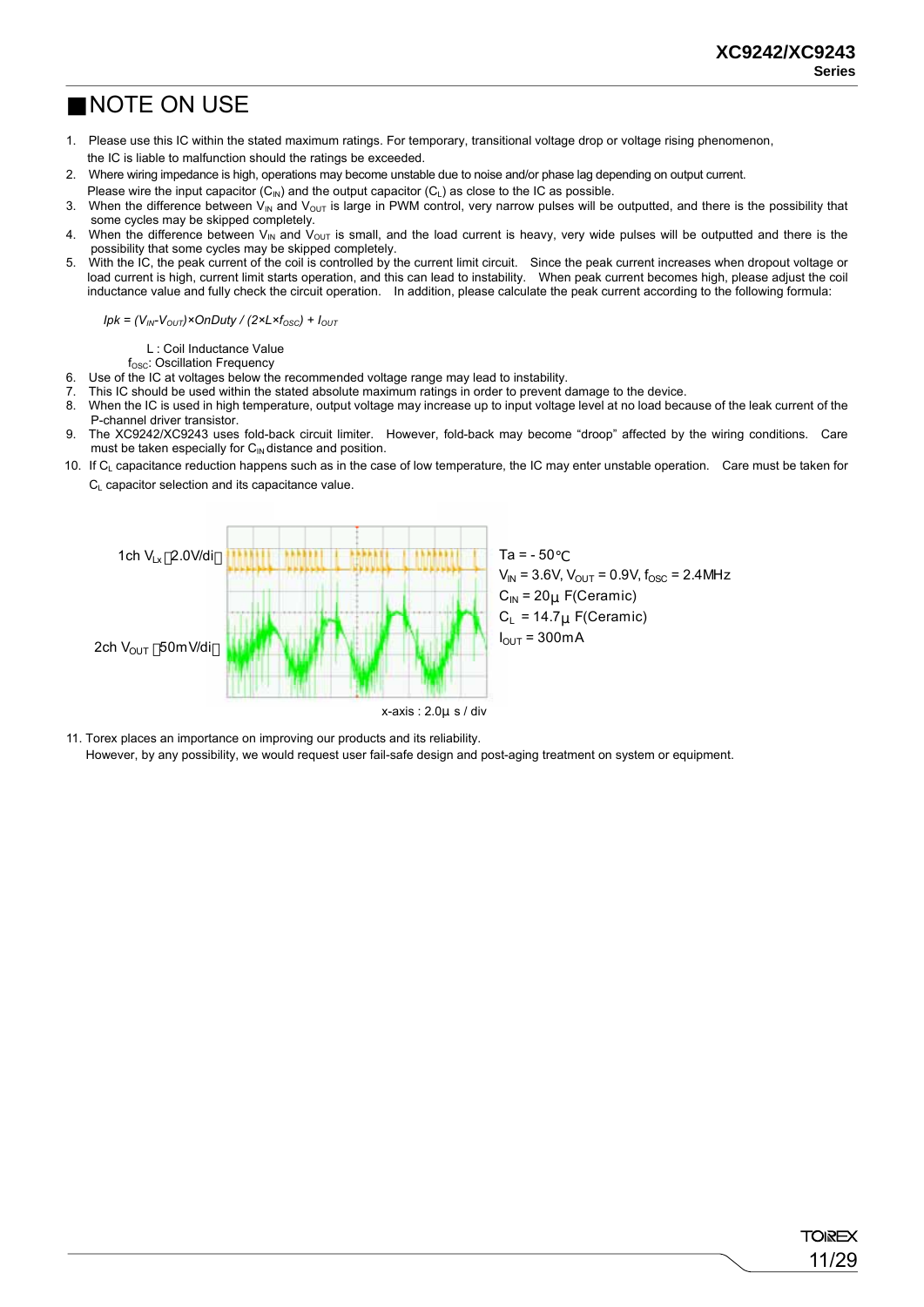## ■NOTE ON USE

1. Please use this IC within the stated maximum ratings. For temporary, transitional voltage drop or voltage rising phenomenon, the IC is liable to malfunction should the ratings be exceeded.
2. Where wiring impedance is high, operations may become unstable due to noise and/or phase lag depending on output current. Please wire the input capacitor ($C_{IN}$) and the output capacitor ($C_L$) as close to the IC as possible.
3. When the difference between $V_{IN}$ and $V_{OUT}$ is large in PWM control, very narrow pulses will be outputted, and there is the possibility that some cycles may be skipped completely.
4. When the difference between $V_{IN}$ and $V_{OUT}$ is small, and the load current is heavy, very wide pulses will be outputted and there is the possibility that some cycles may be skipped completely.
5. With the IC, the peak current of the coil is controlled by the current limit circuit. Since the peak current increases when dropout voltage or load current is high, current limit starts operation, and this can lead to instability. When peak current becomes high, please adjust the coil inductance value and fully check the circuit operation. In addition, please calculate the peak current according to the following formula:

   $Ipk = (V_{IN}-V_{OUT}) \times OnDuty / (2 \times L \times f_{OSC}) + I_{OUT}$

   L : Coil Inductance Value
   $f_{OSC}$: Oscillation Frequency
6. Use of the IC at voltages below the recommended voltage range may lead to instability.
7. This IC should be used within the stated absolute maximum ratings in order to prevent damage to the device.
8. When the IC is used in high temperature, output voltage may increase up to input voltage level at no load because of the leak current of the P-channel driver transistor.
9. The XC9242/XC9243 uses fold-back circuit limiter. However, fold-back may become "droop" affected by the wiring conditions. Care must be taken especially for $C_{IN}$ distance and position.
10. If $C_L$ capacitance reduction happens such as in the case of low temperature, the IC may enter unstable operation. Care must be taken for $C_L$ capacitor selection and its capacitance value.

1ch $V_{Lx}$：2.0V/div
2ch $V_{OUT}$：50mV/div

Ta = - 50℃
$V_{IN}$ = 3.6V, $V_{OUT}$ = 0.9V, $f_{OSC}$ = 2.4MHz
$C_{IN}$ = 20μF(Ceramic)
$C_L$ = 14.7μF(Ceramic)
$I_{OUT}$ = 300mA

x-axis : 2.0μs / div

11. Torex places an importance on improving our products and its reliability. However, by any possibility, we would request user fail-safe design and post-aging treatment on system or equipment.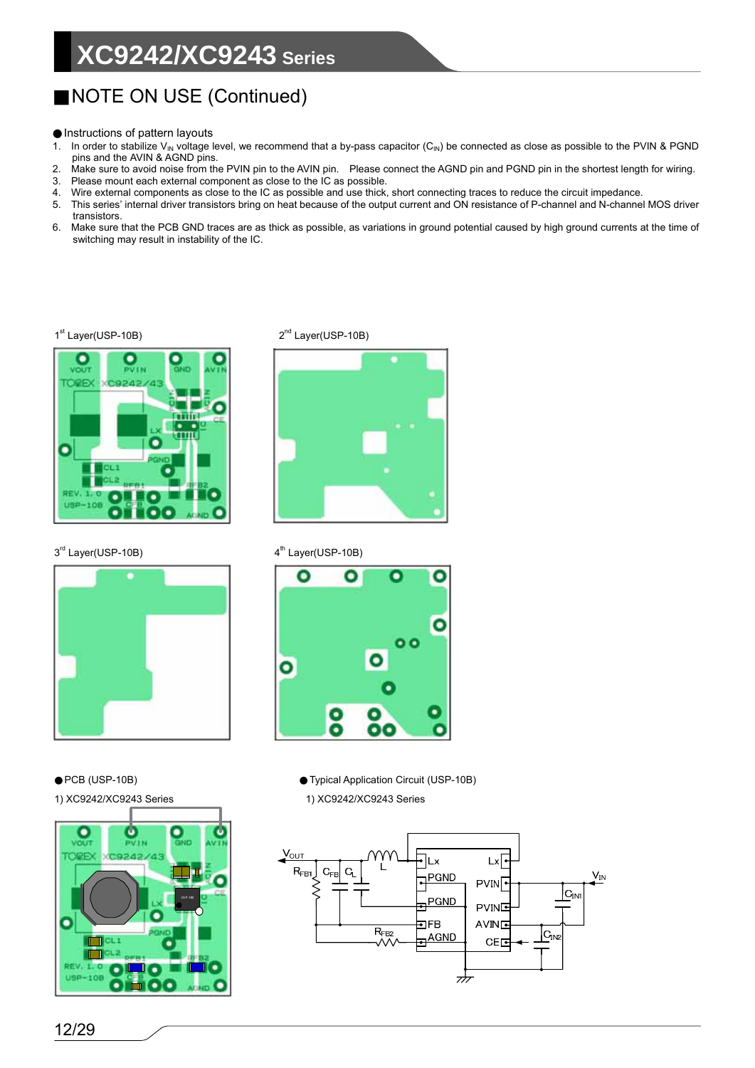## ■NOTE ON USE (Continued)

● Instructions of pattern layouts

1. In order to stabilize $V_{IN}$ voltage level, we recommend that a by-pass capacitor ($C_{IN}$) be connected as close as possible to the PVIN & PGND pins and the AVIN & AGND pins.
2. Make sure to avoid noise from the PVIN pin to the AVIN pin. Please connect the AGND pin and PGND pin in the shortest length for wiring.
3. Please mount each external component as close to the IC as possible.
4. Wire external components as close to the IC as possible and use thick, short connecting traces to reduce the circuit impedance.
5. This series' internal driver transistors bring on heat because of the output current and ON resistance of P-channel and N-channel MOS driver transistors.
6. Make sure that the PCB GND traces are as thick as possible, as variations in ground potential caused by high ground currents at the time of switching may result in instability of the IC.

1st Layer(USP-10B)

2nd Layer(USP-10B)

3rd Layer(USP-10B)

4th Layer(USP-10B)

● PCB (USP-10B)

1) XC9242/XC9243 Series

● Typical Application Circuit (USP-10B)

1) XC9242/XC9243 Series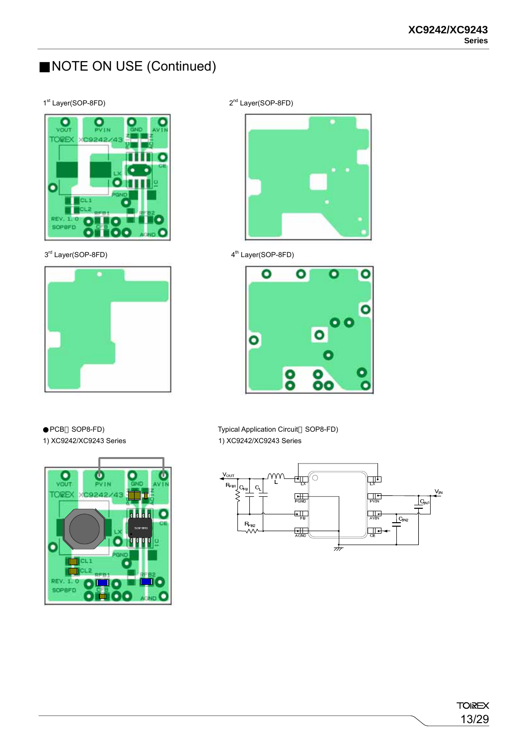## ■NOTE ON USE (Continued)

1st Layer(SOP-8FD)

2nd Layer(SOP-8FD)

3rd Layer(SOP-8FD)

4th Layer(SOP-8FD)

●PCB（SOP8-FD)

1) XC9242/XC9243 Series

Typical Application Circuit（SOP8-FD)

1) XC9242/XC9243 Series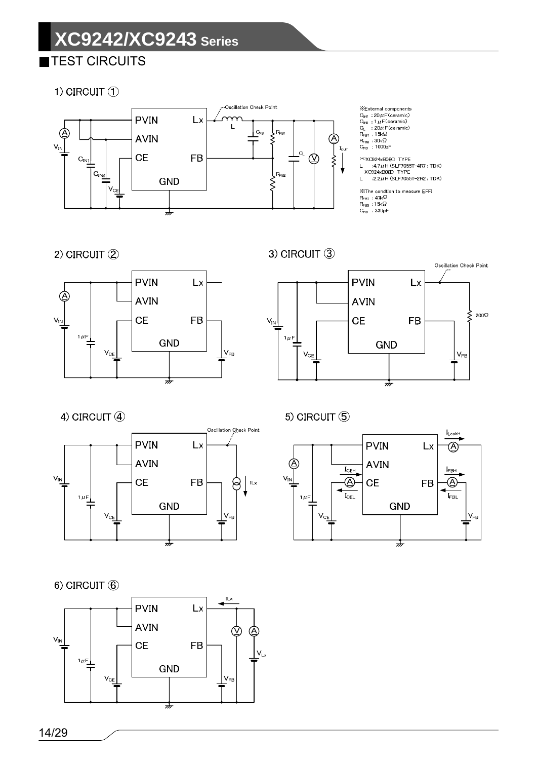## TEST CIRCUITS

### 1) CIRCUIT ①

PVIN, AVIN, CE, GND, Lx, FB

Oscillation Check Point

※External components
$C_{IN1}$ : 20μF(ceramic)
$C_{IN2}$ : 1μF(ceramic)
$C_L$ : 20μF(ceramic)
$R_{FB1}$ : 15kΩ
$R_{FB2}$ : 30kΩ
$C_{FB}$ : 1000pF

(*1)XC924xB08C TYPE
L : 4.7μH (SLF7055T-4R7 : TDK)
XC924xB08D TYPE
L : 2.2μH (SLF7055T-2R2 : TDK)

※The condtion to measure EFFI
$R_{FB1}$ : 47kΩ
$R_{FB2}$ : 15kΩ
$C_{FB}$ : 330pF

### 2) CIRCUIT ②

PVIN, AVIN, CE, GND, Lx, FB, $V_{IN}$, 1μF, $V_{CE}$, $V_{FB}$

### 3) CIRCUIT ③

Oscillation Check Point

PVIN, AVIN, CE, GND, Lx, FB, $V_{IN}$, 1μF, $V_{CE}$, $V_{FB}$, 200Ω

### 4) CIRCUIT ④

Oscillation Check Point

PVIN, AVIN, CE, GND, Lx, FB, $V_{IN}$, 1μF, $V_{CE}$, $V_{FB}$, $I_{Lx}$

### 5) CIRCUIT ⑤

PVIN, AVIN, CE, GND, Lx, FB, $V_{IN}$, 1μF, $V_{CE}$, $V_{FB}$, $I_{LeakH}$, $I_{CEH}$, $I_{CEL}$, $I_{FBH}$, $I_{FBL}$

### 6) CIRCUIT ⑥

PVIN, AVIN, CE, GND, Lx, FB, $V_{IN}$, 1μF, $V_{CE}$, $V_{FB}$, $I_{Lx}$, $V_{Lx}$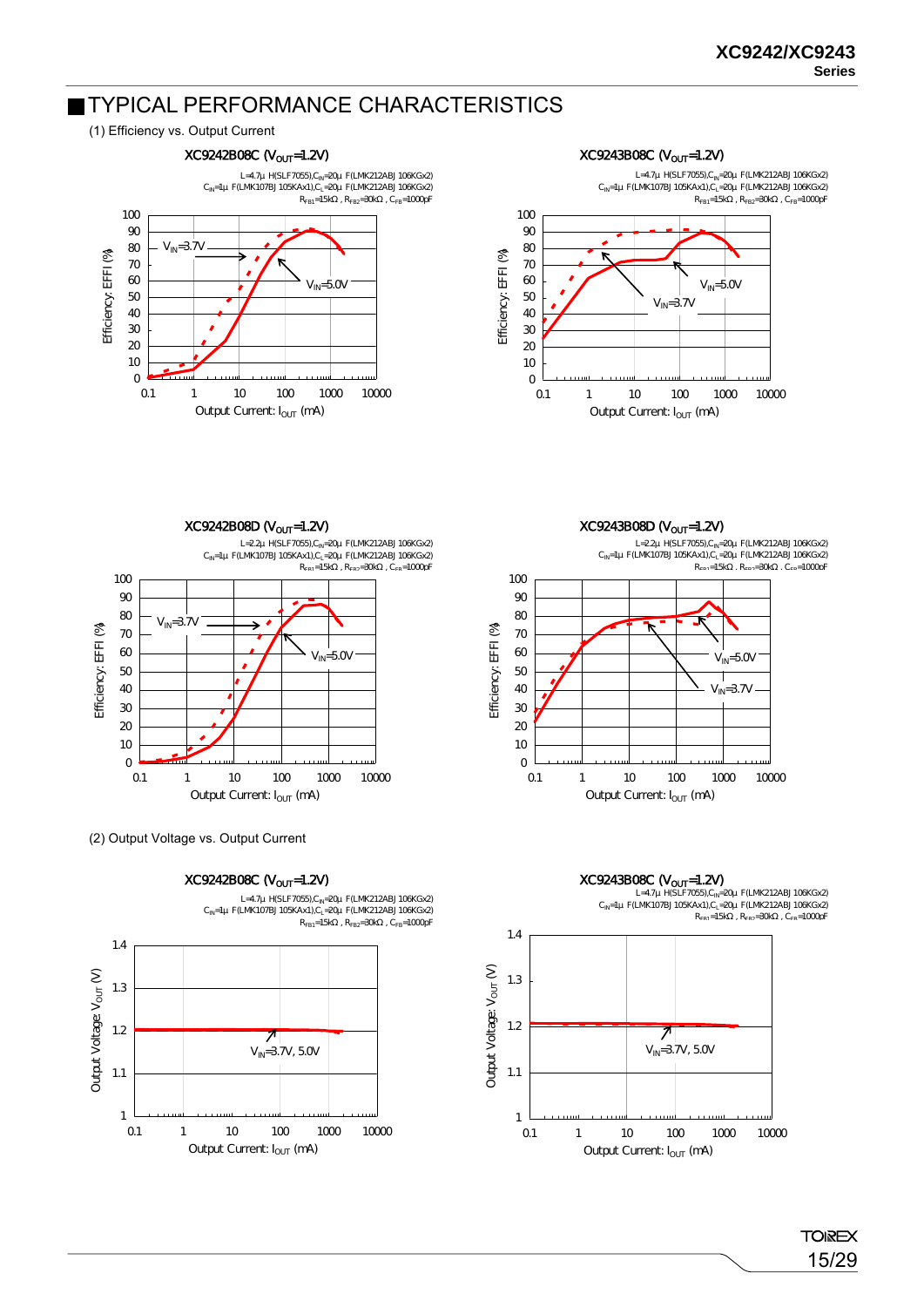## TYPICAL PERFORMANCE CHARACTERISTICS

(1) Efficiency vs. Output Current

XC9242B08C ($V_{OUT}$=1.2V)

L=4.7μH(SLF7055), $C_{IN}$=20μF(LMK212ABJ106KGx2)
$C_{IN}$=1μF(LMK107BJ105KAx1), $C_L$=20μF(LMK212ABJ106KGx2)
$R_{FB1}$=15kΩ, $R_{FB2}$=30kΩ, $C_{FB}$=1000pF

Efficiency: EFFI (%) vs. Output Current: $I_{OUT}$ (mA) — $V_{IN}$=3.7V, $V_{IN}$=5.0V

XC9243B08C ($V_{OUT}$=1.2V)

L=4.7μH(SLF7055), $C_{IN}$=20μF(LMK212ABJ106KGx2)
$C_{IN}$=1μF(LMK107BJ105KAx1), $C_L$=20μF(LMK212ABJ106KGx2)
$R_{FB1}$=15kΩ, $R_{FB2}$=30kΩ, $C_{FB}$=1000pF

Efficiency: EFFI (%) vs. Output Current: $I_{OUT}$ (mA) — $V_{IN}$=3.7V, $V_{IN}$=5.0V

XC9242B08D ($V_{OUT}$=1.2V)

L=2.2μH(SLF7055), $C_{IN}$=20μF(LMK212ABJ106KGx2)
$C_{IN}$=1μF(LMK107BJ105KAx1), $C_L$=20μF(LMK212ABJ106KGx2)
$R_{FB1}$=15kΩ, $R_{FB2}$=30kΩ, $C_{FB}$=1000pF

Efficiency: EFFI (%) vs. Output Current: $I_{OUT}$ (mA) — $V_{IN}$=3.7V, $V_{IN}$=5.0V

XC9243B08D ($V_{OUT}$=1.2V)

L=2.2μH(SLF7055), $C_{IN}$=20μF(LMK212ABJ106KGx2)
$C_{IN}$=1μF(LMK107BJ105KAx1), $C_L$=20μF(LMK212ABJ106KGx2)
$R_{FB1}$=15kΩ, $R_{FB2}$=30kΩ, $C_{FB}$=1000pF

Efficiency: EFFI (%) vs. Output Current: $I_{OUT}$ (mA) — $V_{IN}$=5.0V, $V_{IN}$=3.7V

(2) Output Voltage vs. Output Current

XC9242B08C ($V_{OUT}$=1.2V)

L=4.7μH(SLF7055), $C_{IN}$=20μF(LMK212ABJ106KGx2)
$C_{IN}$=1μF(LMK107BJ105KAx1), $C_L$=20μF(LMK212ABJ106KGx2)
$R_{FB1}$=15kΩ, $R_{FB2}$=30kΩ, $C_{FB}$=1000pF

Output Voltage: $V_{OUT}$ (V) vs. Output Current: $I_{OUT}$ (mA) — $V_{IN}$=3.7V, 5.0V

XC9243B08C ($V_{OUT}$=1.2V)

L=4.7μH(SLF7055), $C_{IN}$=20μF(LMK212ABJ106KGx2)
$C_{IN}$=1μF(LMK107BJ105KAx1), $C_L$=20μF(LMK212ABJ106KGx2)
$R_{FB1}$=15kΩ, $R_{FB2}$=30kΩ, $C_{FB}$=1000pF

Output Voltage: $V_{OUT}$ (V) vs. Output Current: $I_{OUT}$ (mA) — $V_{IN}$=3.7V, 5.0V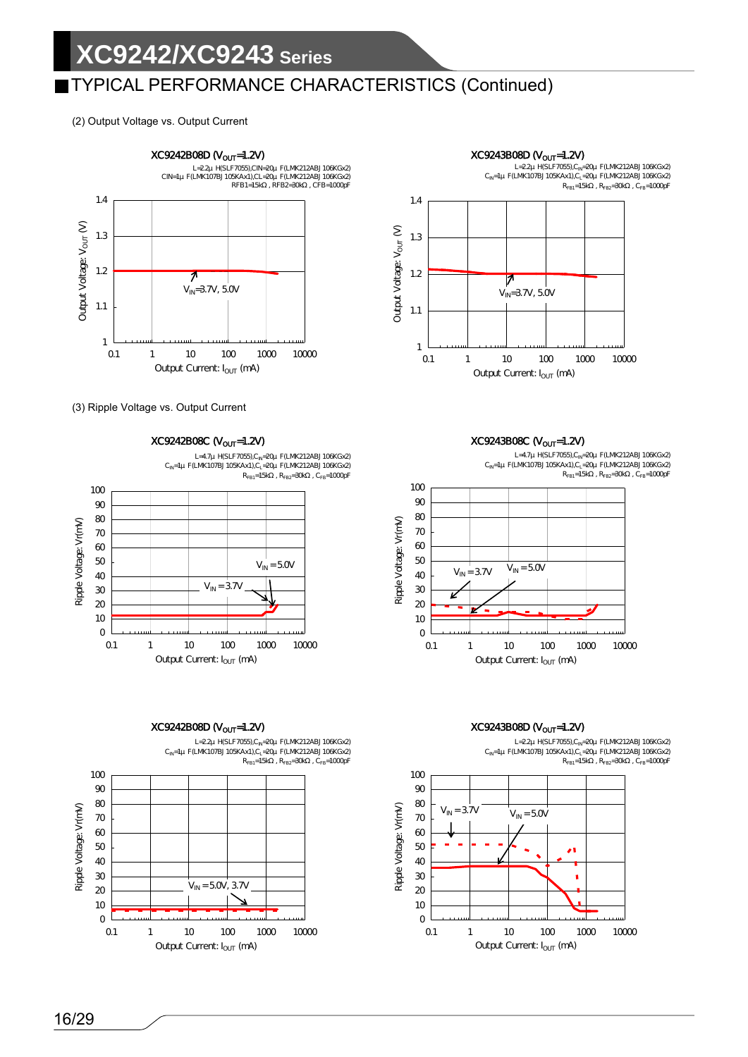## TYPICAL PERFORMANCE CHARACTERISTICS (Continued)

(2) Output Voltage vs. Output Current

**XC9242B08D ($V_{OUT}$=1.2V)**

L=2.2μH(SLF7055),CIN=20μF(LMK212ABJ 106KGx2)
CIN=1μF(LMK107BJ 105KAx1),CL=20μF(LMK212ABJ 106KGx2)
RFB1=15kΩ, RFB2=30kΩ, CFB=1000pF

Output Voltage: $V_{OUT}$ (V)

$V_{IN}$=3.7V, 5.0V

Output Current: $I_{OUT}$ (mA)

**XC9243B08D ($V_{OUT}$=1.2V)**

L=2.2μH(SLF7055),$C_{IN}$=20μF(LMK212ABJ 106KGx2)
$C_{IN}$=1μF(LMK107BJ 105KAx1),$C_L$=20μF(LMK212ABJ 106KGx2)
$R_{FB1}$=15kΩ, $R_{FB2}$=30kΩ, $C_{FB}$=1000pF

Output Voltage: $V_{OUT}$ (V)

$V_{IN}$=3.7V, 5.0V

Output Current: $I_{OUT}$ (mA)

(3) Ripple Voltage vs. Output Current

**XC9242B08C ($V_{OUT}$=1.2V)**

L=4.7μH(SLF7055),$C_{IN}$=20μF(LMK212ABJ 106KGx2)
$C_{IN}$=1μF(LMK107BJ 105KAx1),$C_L$=20μF(LMK212ABJ 106KGx2)
$R_{FB1}$=15kΩ, $R_{FB2}$=30kΩ, $C_{FB}$=1000pF

Ripple Voltage: Vr(mV)

$V_{IN}$=5.0V, $V_{IN}$=3.7V

Output Current: $I_{OUT}$ (mA)

**XC9243B08C ($V_{OUT}$=1.2V)**

L=4.7μH(SLF7055),$C_{IN}$=20μF(LMK212ABJ 106KGx2)
$C_{IN}$=1μF(LMK107BJ 105KAx1),$C_L$=20μF(LMK212ABJ 106KGx2)
$R_{FB1}$=15kΩ, $R_{FB2}$=30kΩ, $C_{FB}$=1000pF

Ripple Voltage: Vr(mV)

$V_{IN}$=3.7V, $V_{IN}$=5.0V

Output Current: $I_{OUT}$ (mA)

**XC9242B08D ($V_{OUT}$=1.2V)**

L=2.2μH(SLF7055),$C_{IN}$=20μF(LMK212ABJ 106KGx2)
$C_{IN}$=1μF(LMK107BJ 105KAx1),$C_L$=20μF(LMK212ABJ 106KGx2)
$R_{FB1}$=15kΩ, $R_{FB2}$=30kΩ, $C_{FB}$=1000pF

Ripple Voltage: Vr(mV)

$V_{IN}$=5.0V, 3.7V

Output Current: $I_{OUT}$ (mA)

**XC9243B08D ($V_{OUT}$=1.2V)**

L=2.2μH(SLF7055),$C_{IN}$=20μF(LMK212ABJ 106KGx2)
$C_{IN}$=1μF(LMK107BJ 105KAx1),$C_L$=20μF(LMK212ABJ 106KGx2)
$R_{FB1}$=15kΩ, $R_{FB2}$=30kΩ, $C_{FB}$=1000pF

Ripple Voltage: Vr(mV)

$V_{IN}$=3.7V, $V_{IN}$=5.0V

Output Current: $I_{OUT}$ (mA)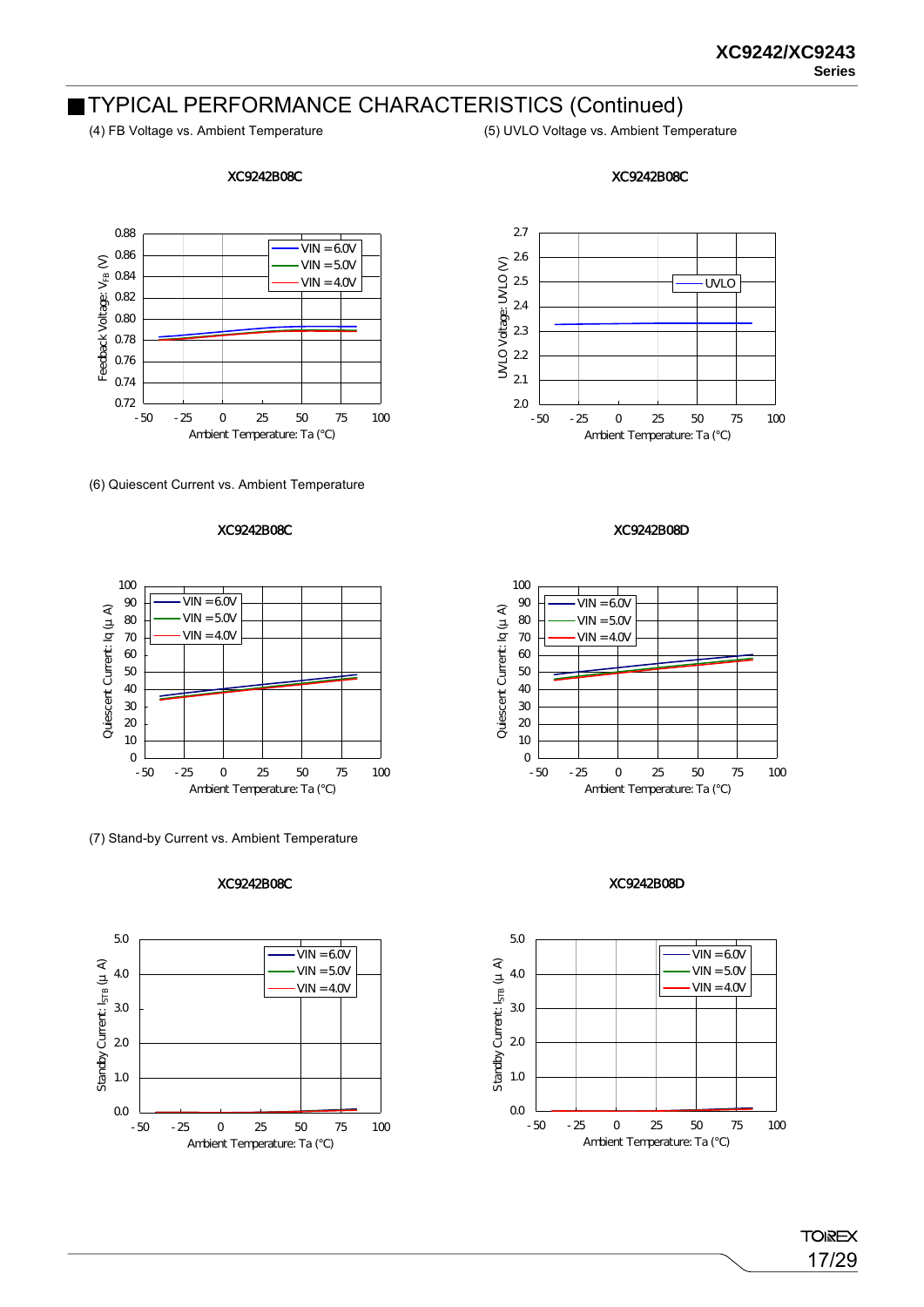## ■TYPICAL PERFORMANCE CHARACTERISTICS (Continued)

(4) FB Voltage vs. Ambient Temperature

XC9242B08C

(5) UVLO Voltage vs. Ambient Temperature

XC9242B08C

(6) Quiescent Current vs. Ambient Temperature

XC9242B08C

XC9242B08D

(7) Stand-by Current vs. Ambient Temperature

XC9242B08C

XC9242B08D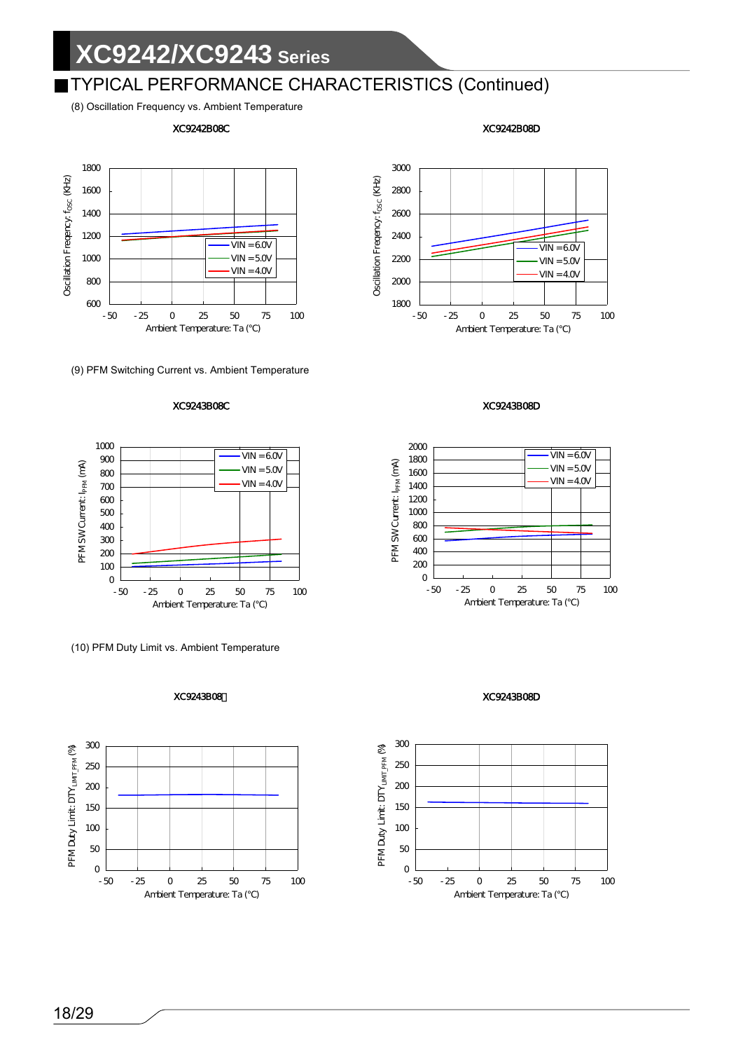## ■TYPICAL PERFORMANCE CHARACTERISTICS (Continued)

(8) Oscillation Frequency vs. Ambient Temperature

XC9242B08C

XC9242B08D

(9) PFM Switching Current vs. Ambient Temperature

XC9243B08C

XC9243B08D

(10) PFM Duty Limit vs. Ambient Temperature

XC9243B08C

XC9243B08D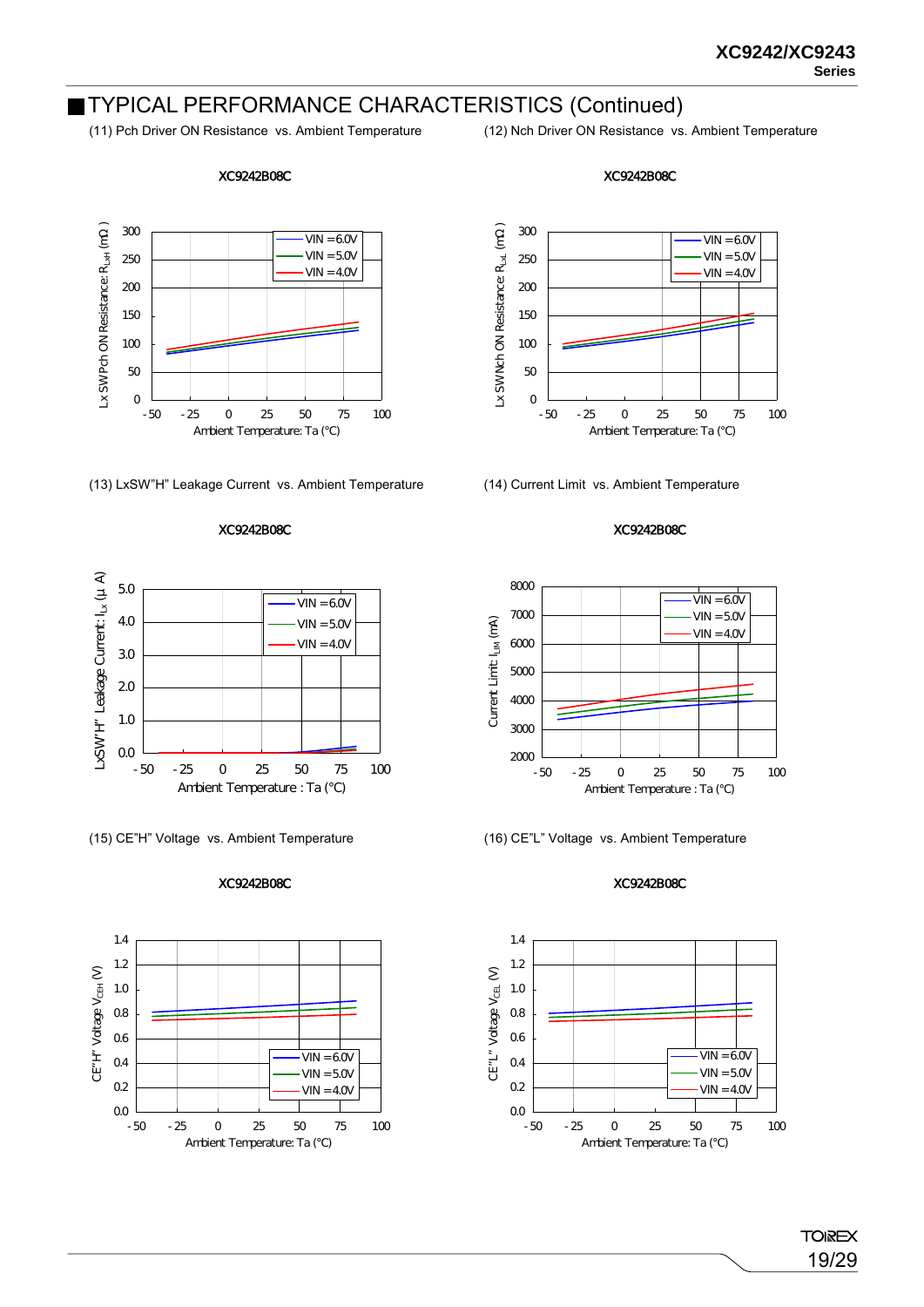## TYPICAL PERFORMANCE CHARACTERISTICS (Continued)

(11) Pch Driver ON Resistance vs. Ambient Temperature

XC9242B08C

(12) Nch Driver ON Resistance vs. Ambient Temperature

XC9242B08C

(13) LxSW"H" Leakage Current vs. Ambient Temperature

XC9242B08C

(14) Current Limit vs. Ambient Temperature

XC9242B08C

(15) CE"H" Voltage vs. Ambient Temperature

XC9242B08C

(16) CE"L" Voltage vs. Ambient Temperature

XC9242B08C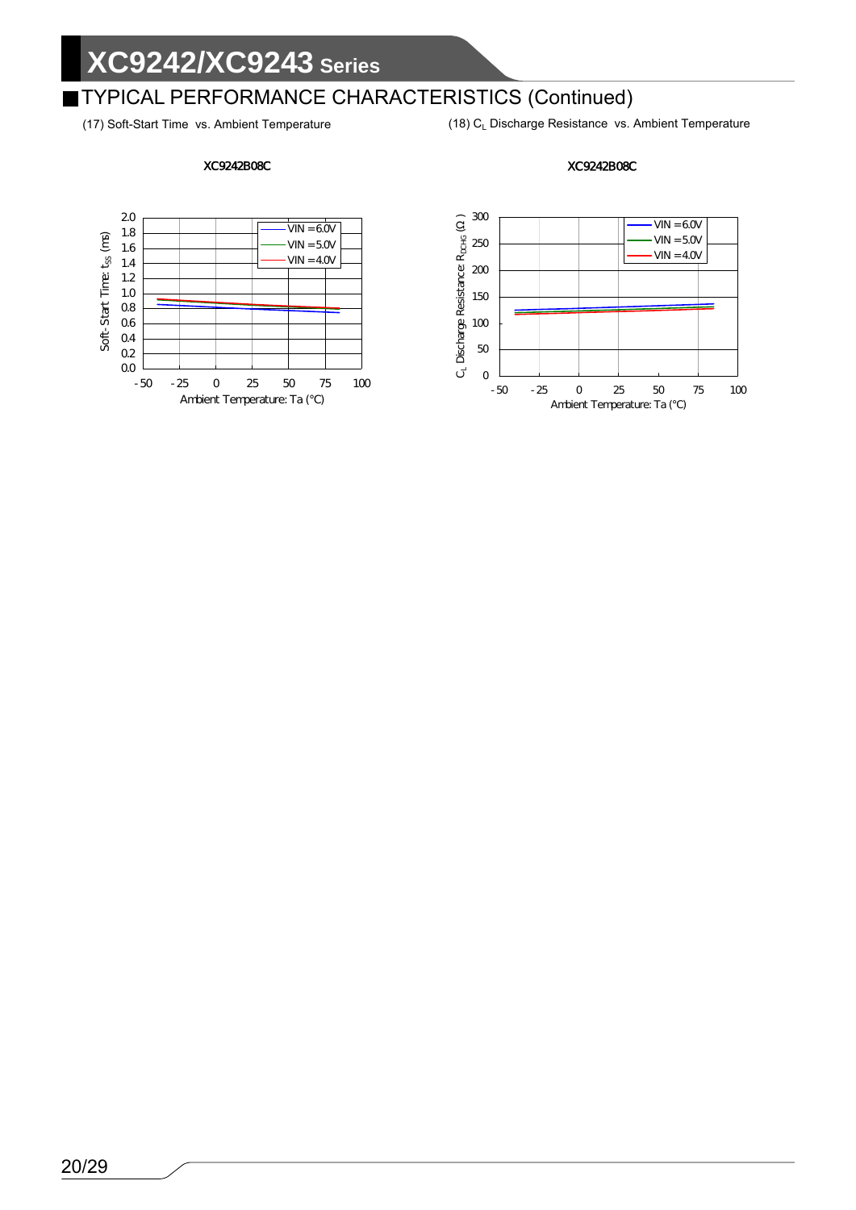## TYPICAL PERFORMANCE CHARACTERISTICS (Continued)

(17) Soft-Start Time vs. Ambient Temperature

XC9242B08C

Soft-Start Time: $t_{SS}$ (ms)

Ambient Temperature: Ta (°C)

VIN = 6.0V
VIN = 5.0V
VIN = 4.0V

(18) $C_L$ Discharge Resistance vs. Ambient Temperature

XC9242B08C

$C_L$ Discharge Resistance: $R_{DCHG}$ (Ω)

Ambient Temperature: Ta (°C)

VIN = 6.0V
VIN = 5.0V
VIN = 4.0V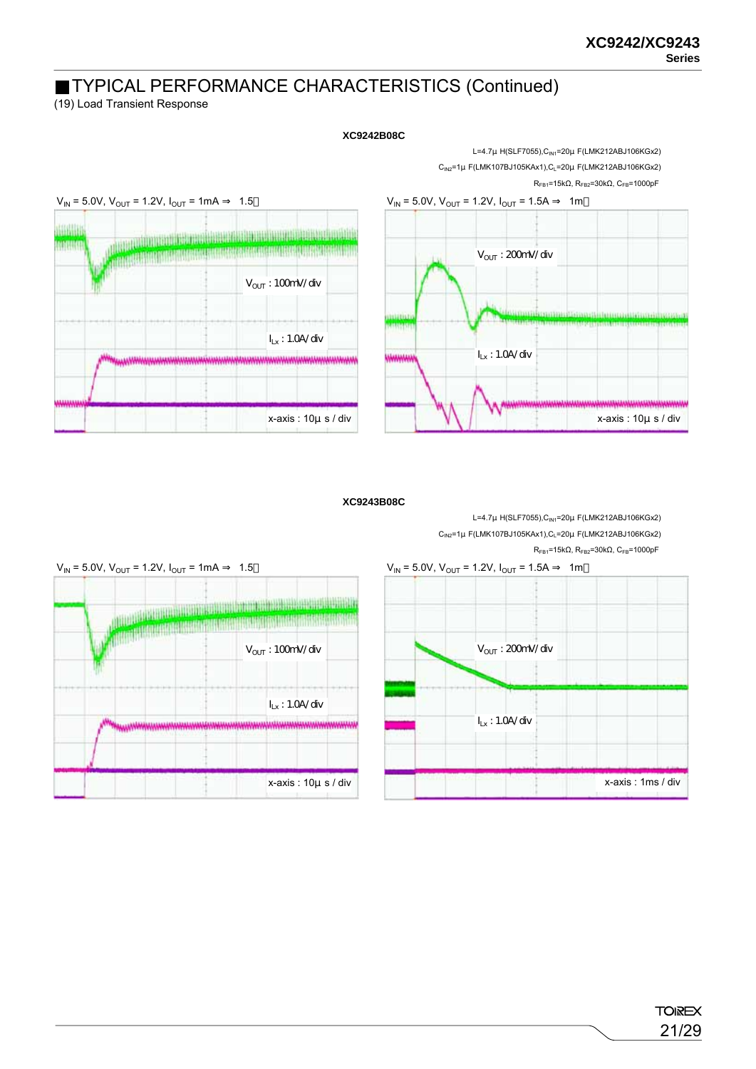## ■TYPICAL PERFORMANCE CHARACTERISTICS (Continued)

(19) Load Transient Response

**XC9242B08C**

L=4.7μ H(SLF7055),$C_{IN1}$=20μ F(LMK212ABJ106KGx2)
$C_{IN2}$=1μ F(LMK107BJ105KAx1),$C_L$=20μ F(LMK212ABJ106KGx2)
$R_{FB1}$=15kΩ, $R_{FB2}$=30kΩ, $C_{FB}$=1000pF

$V_{IN}$ = 5.0V, $V_{OUT}$ = 1.2V, $I_{OUT}$ = 1mA ⇒ 1.5A

$V_{OUT}$ : 100mV/ div
$I_{Lx}$ : 1.0A/ div
x-axis : 10μ s / div

$V_{IN}$ = 5.0V, $V_{OUT}$ = 1.2V, $I_{OUT}$ = 1.5A ⇒ 1mA

$V_{OUT}$ : 200mV/ div
$I_{Lx}$ : 1.0A/ div
x-axis : 10μ s / div

**XC9243B08C**

L=4.7μ H(SLF7055),$C_{IN1}$=20μ F(LMK212ABJ106KGx2)
$C_{IN2}$=1μ F(LMK107BJ105KAx1),$C_L$=20μ F(LMK212ABJ106KGx2)
$R_{FB1}$=15kΩ, $R_{FB2}$=30kΩ, $C_{FB}$=1000pF

$V_{IN}$ = 5.0V, $V_{OUT}$ = 1.2V, $I_{OUT}$ = 1mA ⇒ 1.5A

$V_{OUT}$ : 100mV/ div
$I_{Lx}$ : 1.0A/ div
x-axis : 10μ s / div

$V_{IN}$ = 5.0V, $V_{OUT}$ = 1.2V, $I_{OUT}$ = 1.5A ⇒ 1mA

$V_{OUT}$ : 200mV/ div
$I_{Lx}$ : 1.0A/ div
x-axis : 1ms / div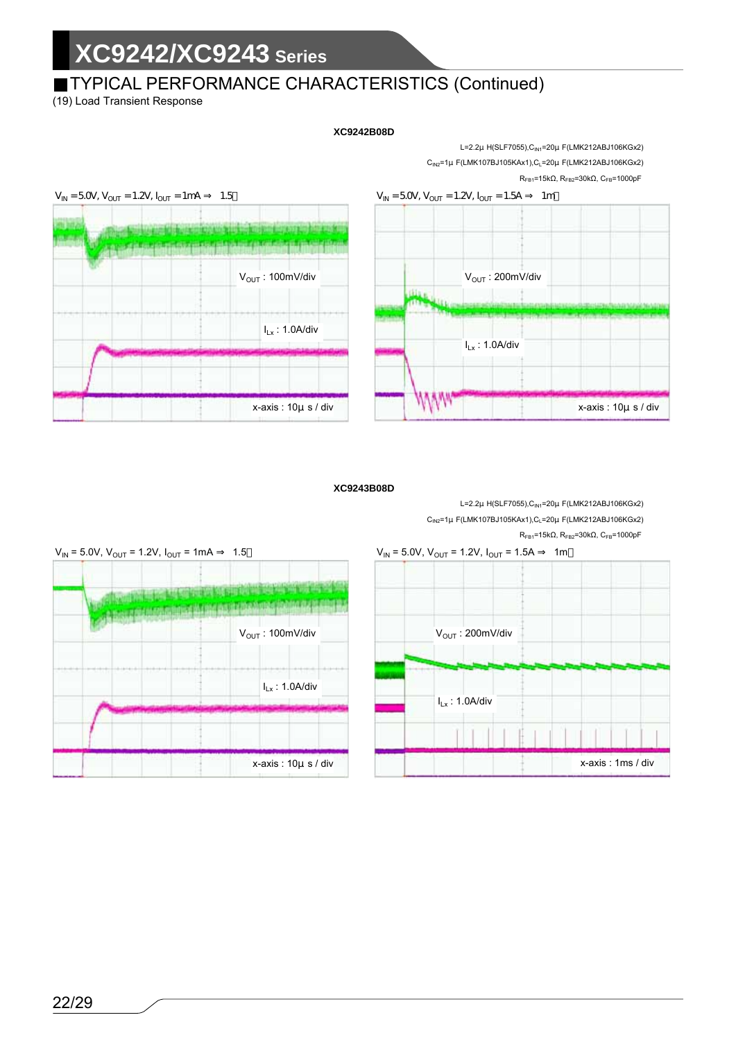## ■TYPICAL PERFORMANCE CHARACTERISTICS (Continued)

(19) Load Transient Response

**XC9242B08D**

$L=2.2\mu H$(SLF7055), $C_{IN1}=20\mu F$(LMK212ABJ106KGx2)
$C_{IN2}=1\mu F$(LMK107BJ105KAx1), $C_L=20\mu F$(LMK212ABJ106KGx2)
$R_{FB1}=15k\Omega$, $R_{FB2}=30k\Omega$, $C_{FB}=1000pF$

$V_{IN}=5.0V$, $V_{OUT}=1.2V$, $I_{OUT}=1mA \Rightarrow 1.5A$

$V_{OUT}$ : 100mV/div

$I_{Lx}$ : 1.0A/div

x-axis : 10µ s / div

$V_{IN}=5.0V$, $V_{OUT}=1.2V$, $I_{OUT}=1.5A \Rightarrow 1mA$

$V_{OUT}$ : 200mV/div

$I_{Lx}$ : 1.0A/div

x-axis : 10µ s / div

**XC9243B08D**

$L=2.2\mu H$(SLF7055), $C_{IN1}=20\mu F$(LMK212ABJ106KGx2)
$C_{IN2}=1\mu F$(LMK107BJ105KAx1), $C_L=20\mu F$(LMK212ABJ106KGx2)
$R_{FB1}=15k\Omega$, $R_{FB2}=30k\Omega$, $C_{FB}=1000pF$

$V_{IN} = 5.0V$, $V_{OUT} = 1.2V$, $I_{OUT} = 1mA \Rightarrow 1.5A$

$V_{OUT}$ : 100mV/div

$I_{Lx}$ : 1.0A/div

x-axis : 10µ s / div

$V_{IN} = 5.0V$, $V_{OUT} = 1.2V$, $I_{OUT} = 1.5A \Rightarrow 1mA$

$V_{OUT}$ : 200mV/div

$I_{Lx}$ : 1.0A/div

x-axis : 1ms / div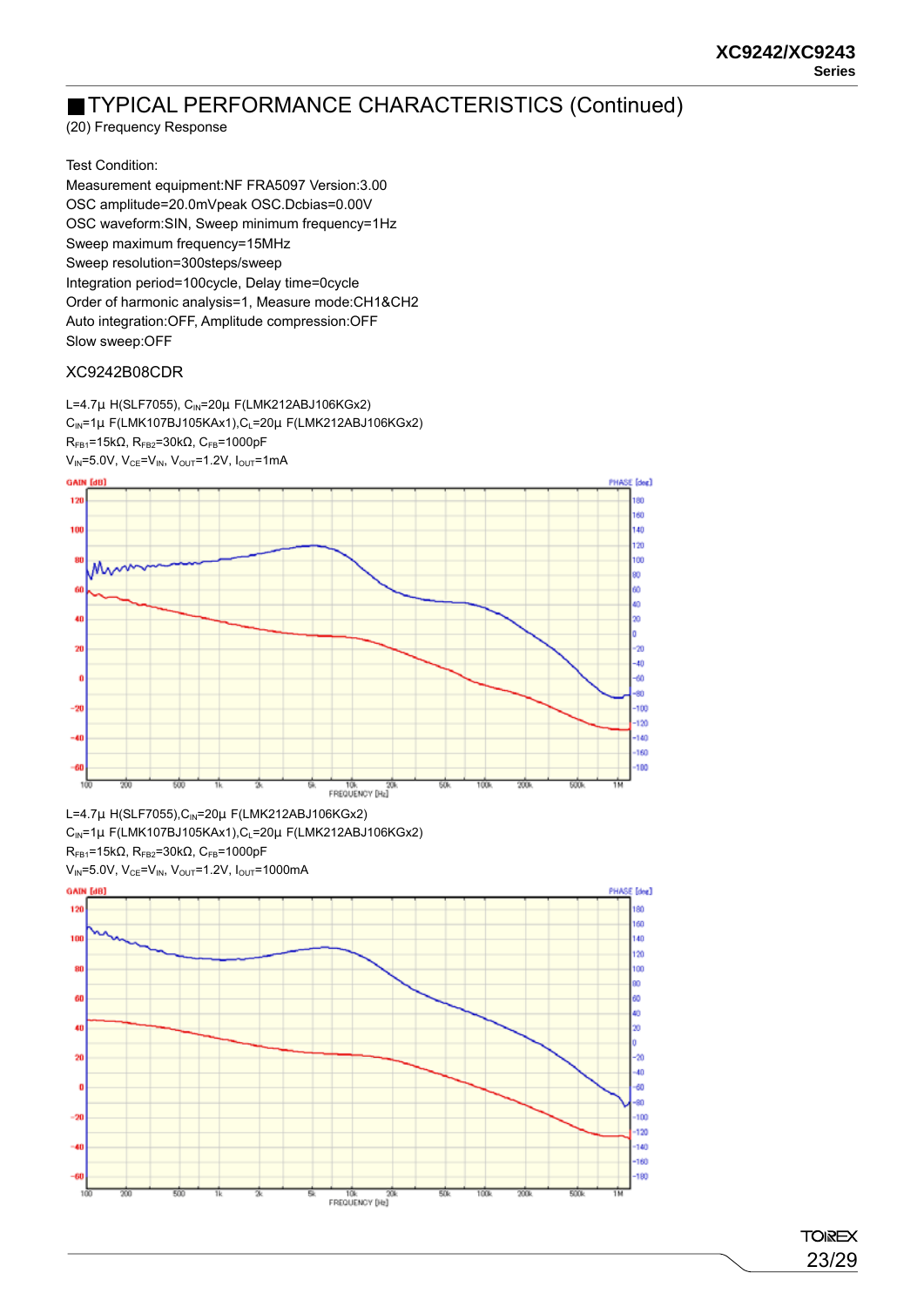## ■TYPICAL PERFORMANCE CHARACTERISTICS (Continued)

(20) Frequency Response

Test Condition:
Measurement equipment:NF FRA5097 Version:3.00
OSC amplitude=20.0mVpeak OSC.Dcbias=0.00V
OSC waveform:SIN, Sweep minimum frequency=1Hz
Sweep maximum frequency=15MHz
Sweep resolution=300steps/sweep
Integration period=100cycle, Delay time=0cycle
Order of harmonic analysis=1, Measure mode:CH1&CH2
Auto integration:OFF, Amplitude compression:OFF
Slow sweep:OFF

XC9242B08CDR

L=4.7μ H(SLF7055), $C_{IN}$=20μ F(LMK212ABJ106KGx2)
$C_{IN}$=1μ F(LMK107BJ105KAx1),$C_L$=20μ F(LMK212ABJ106KGx2)
$R_{FB1}$=15kΩ, $R_{FB2}$=30kΩ, $C_{FB}$=1000pF
$V_{IN}$=5.0V, $V_{CE}$=$V_{IN}$, $V_{OUT}$=1.2V, $I_{OUT}$=1mA

L=4.7μ H(SLF7055),$C_{IN}$=20μ F(LMK212ABJ106KGx2)
$C_{IN}$=1μ F(LMK107BJ105KAx1),$C_L$=20μ F(LMK212ABJ106KGx2)
$R_{FB1}$=15kΩ, $R_{FB2}$=30kΩ, $C_{FB}$=1000pF
$V_{IN}$=5.0V, $V_{CE}$=$V_{IN}$, $V_{OUT}$=1.2V, $I_{OUT}$=1000mA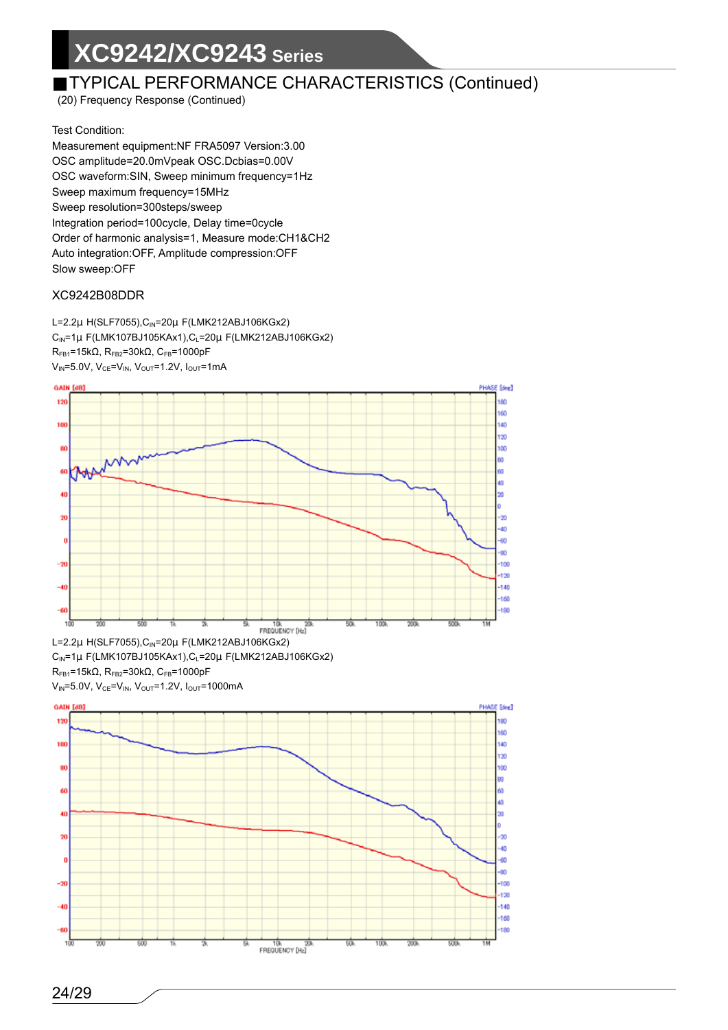## ■TYPICAL PERFORMANCE CHARACTERISTICS (Continued)

(20) Frequency Response (Continued)

Test Condition:
Measurement equipment:NF FRA5097 Version:3.00
OSC amplitude=20.0mVpeak OSC.Dcbias=0.00V
OSC waveform:SIN, Sweep minimum frequency=1Hz
Sweep maximum frequency=15MHz
Sweep resolution=300steps/sweep
Integration period=100cycle, Delay time=0cycle
Order of harmonic analysis=1, Measure mode:CH1&CH2
Auto integration:OFF, Amplitude compression:OFF
Slow sweep:OFF

XC9242B08DDR

L=2.2μ H(SLF7055),$C_{IN}$=20μ F(LMK212ABJ106KGx2)
$C_{IN}$=1μ F(LMK107BJ105KAx1),$C_L$=20μ F(LMK212ABJ106KGx2)
$R_{FB1}$=15kΩ, $R_{FB2}$=30kΩ, $C_{FB}$=1000pF
$V_{IN}$=5.0V, $V_{CE}$=$V_{IN}$, $V_{OUT}$=1.2V, $I_{OUT}$=1mA

L=2.2μ H(SLF7055),$C_{IN}$=20μ F(LMK212ABJ106KGx2)
$C_{IN}$=1μ F(LMK107BJ105KAx1),$C_L$=20μ F(LMK212ABJ106KGx2)
$R_{FB1}$=15kΩ, $R_{FB2}$=30kΩ, $C_{FB}$=1000pF
$V_{IN}$=5.0V, $V_{CE}$=$V_{IN}$, $V_{OUT}$=1.2V, $I_{OUT}$=1000mA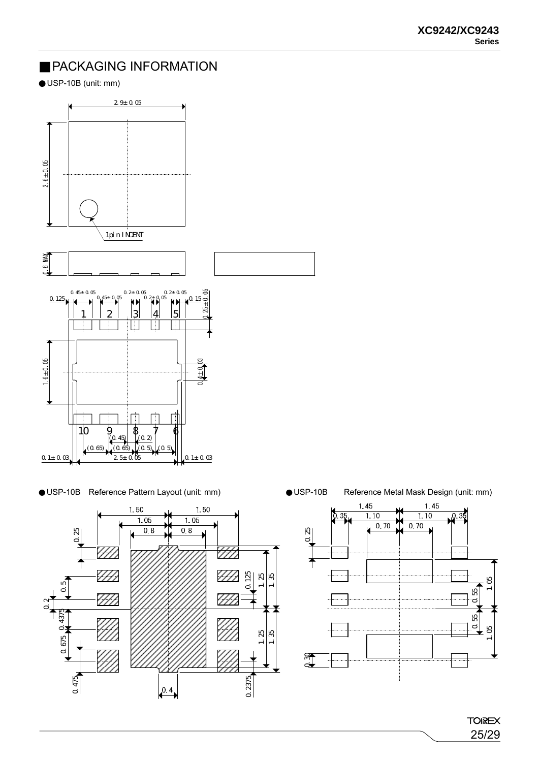## ■PACKAGING INFORMATION

●USP-10B (unit: mm)

2.9±0.05

2.6±0.05

1pin INDENT

0.6 MAX

0.125, 0.45±0.05, 0.45±0.05, 0.2±0.05, 0.2±0.05, 0.2±0.05, 0.15, 0.25±0.05

1 2 3 4 5

1.6±0.05

0.4±0.03

10 9 8 7 6

(0.45) (0.2)

(0.65) (0.65) (0.5) (0.5)

0.1±0.03 2.5±0.05 0.1±0.03

●USP-10B Reference Pattern Layout (unit: mm)

1.50 1.50

1.05 1.05

0.8 0.8

0.25, 0.5, 0.2, 0.4375, 0.675, 0.475

0.125, 1.25, 1.35, 1.25, 1.35, 0.2375

0.4

●USP-10B Reference Metal Mask Design (unit: mm)

1.45 1.45

0.35 1.10 1.10 0.35

0.70 0.70

0.25, 0.30

1.05, 0.55, 0.55, 1.05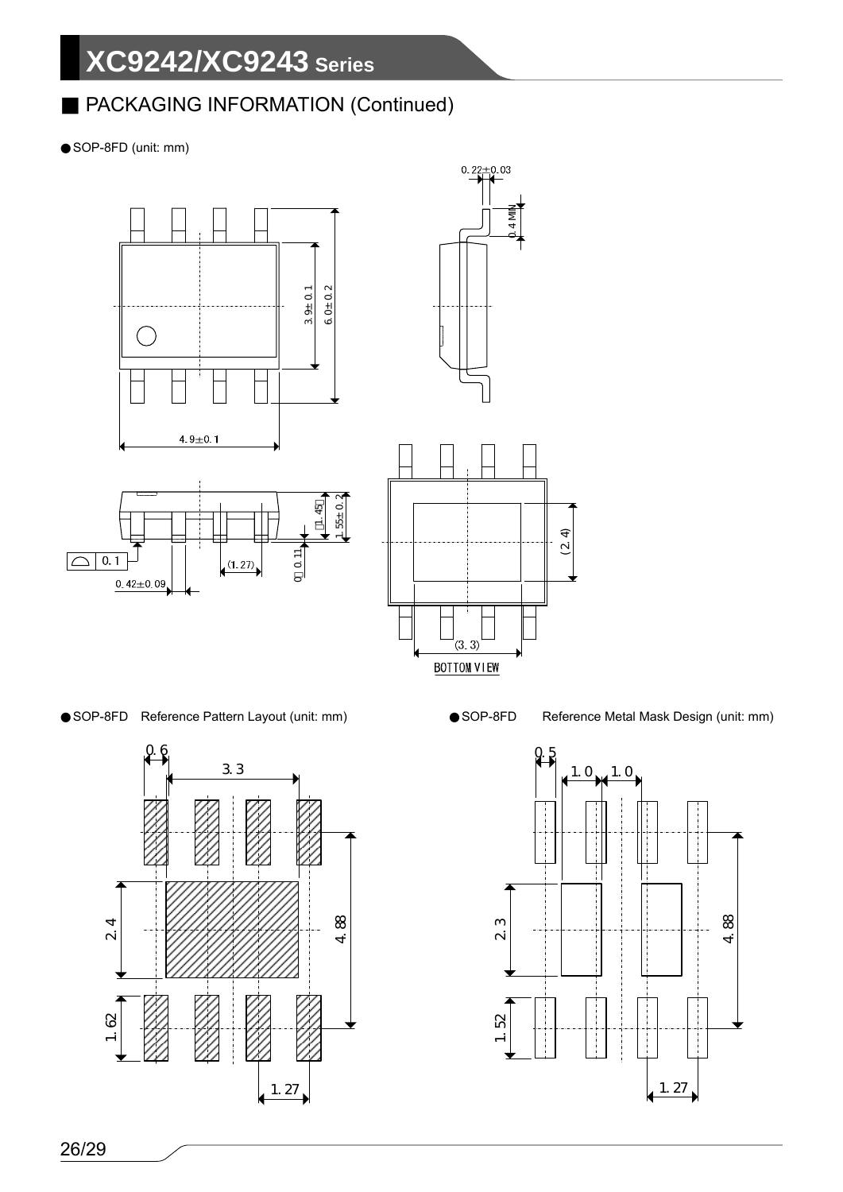## ■ PACKAGING INFORMATION (Continued)

● SOP-8FD (unit: mm)

0.22±0.03

0.4 MIN

3.9±0.1

6.0±0.2

4.9±0.1

1.45

1.55±0.2

0.1

0.42±0.09

(1.27)

0~0.11

(2.4)

(3.3)

BOTTOM VIEW

● SOP-8FD Reference Pattern Layout (unit: mm)

0.6

3.3

2.4

4.88

1.62

1.27

● SOP-8FD Reference Metal Mask Design (unit: mm)

0.5

1.0

1.0

2.3

4.88

1.52

1.27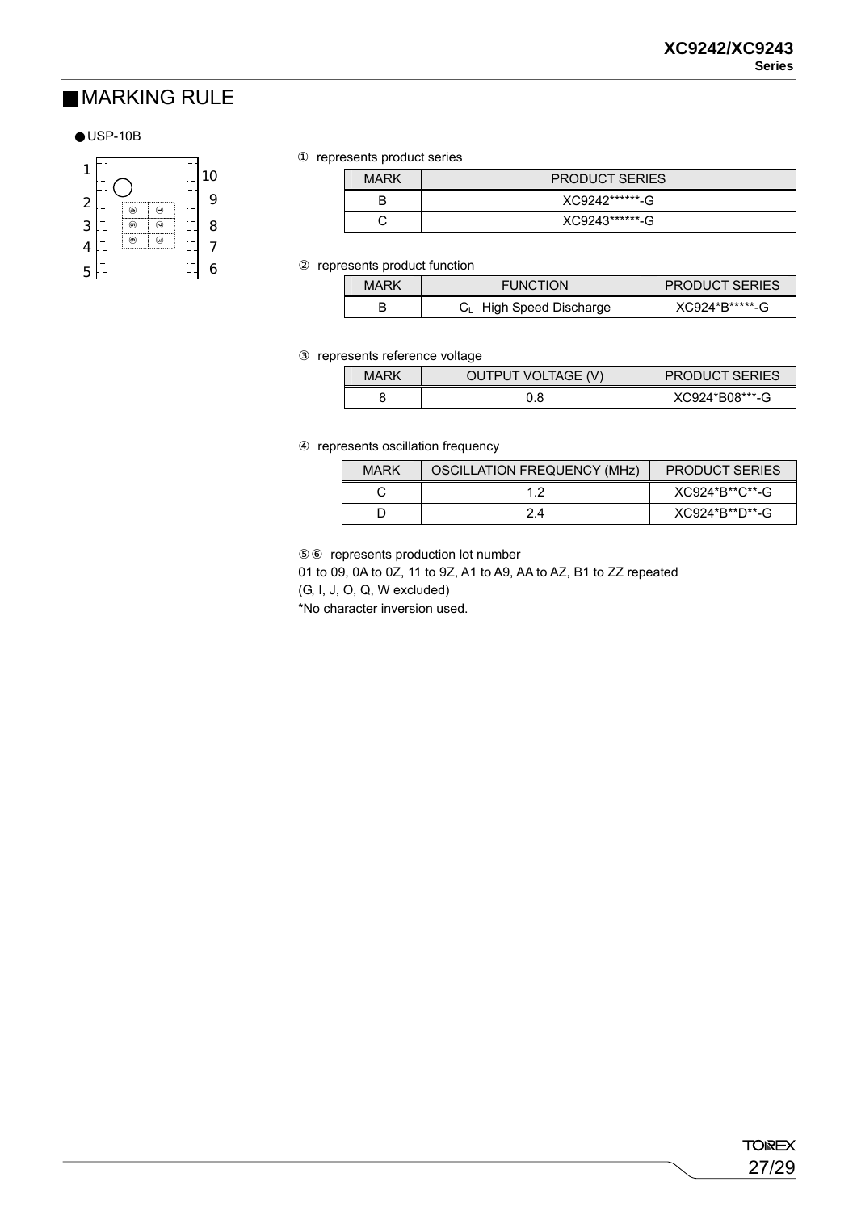## ■MARKING RULE

● USP-10B

① represents product series

| MARK | PRODUCT SERIES |
|---|---|
| B | XC9242******-G |
| C | XC9243******-G |

② represents product function

| MARK | FUNCTION | PRODUCT SERIES |
|---|---|---|
| B | $C_L$ High Speed Discharge | XC924*B*****-G |

③ represents reference voltage

| MARK | OUTPUT VOLTAGE (V) | PRODUCT SERIES |
|---|---|---|
| 8 | 0.8 | XC924*B08***-G |

④ represents oscillation frequency

| MARK | OSCILLATION FREQUENCY (MHz) | PRODUCT SERIES |
|---|---|---|
| C | 1.2 | XC924*B**C**-G |
| D | 2.4 | XC924*B**D**-G |

⑤⑥ represents production lot number

01 to 09, 0A to 0Z, 11 to 9Z, A1 to A9, AA to AZ, B1 to ZZ repeated

(G, I, J, O, Q, W excluded)

*No character inversion used.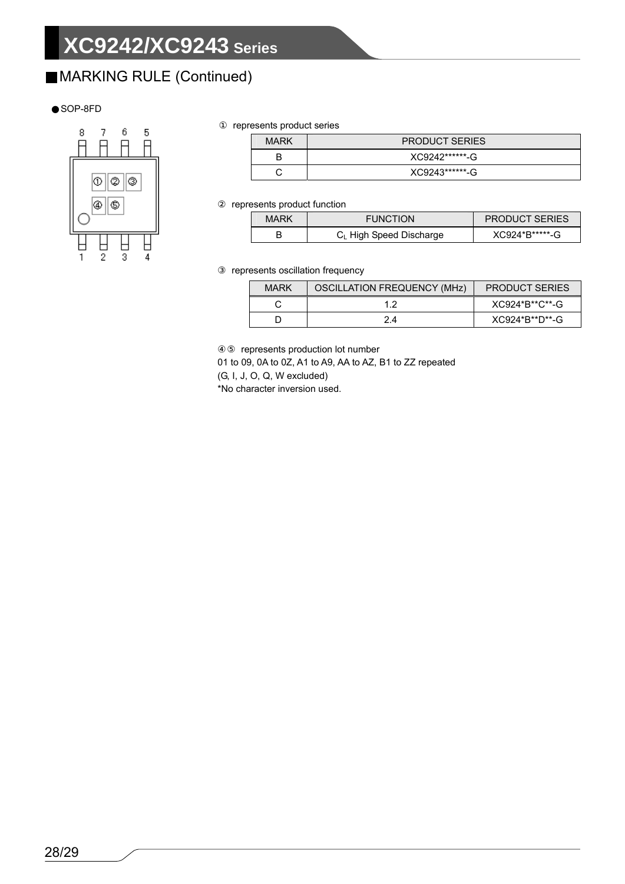## MARKING RULE (Continued)

● SOP-8FD

① represents product series

| MARK | PRODUCT SERIES |
|---|---|
| B | XC9242******-G |
| C | XC9243******-G |

② represents product function

| MARK | FUNCTION | PRODUCT SERIES |
|---|---|---|
| B | $C_L$ High Speed Discharge | XC924*B*****-G |

③ represents oscillation frequency

| MARK | OSCILLATION FREQUENCY (MHz) | PRODUCT SERIES |
|---|---|---|
| C | 1.2 | XC924*B**C**-G |
| D | 2.4 | XC924*B**D**-G |

④⑤ represents production lot number
01 to 09, 0A to 0Z, A1 to A9, AA to AZ, B1 to ZZ repeated
(G, I, J, O, Q, W excluded)
*No character inversion used.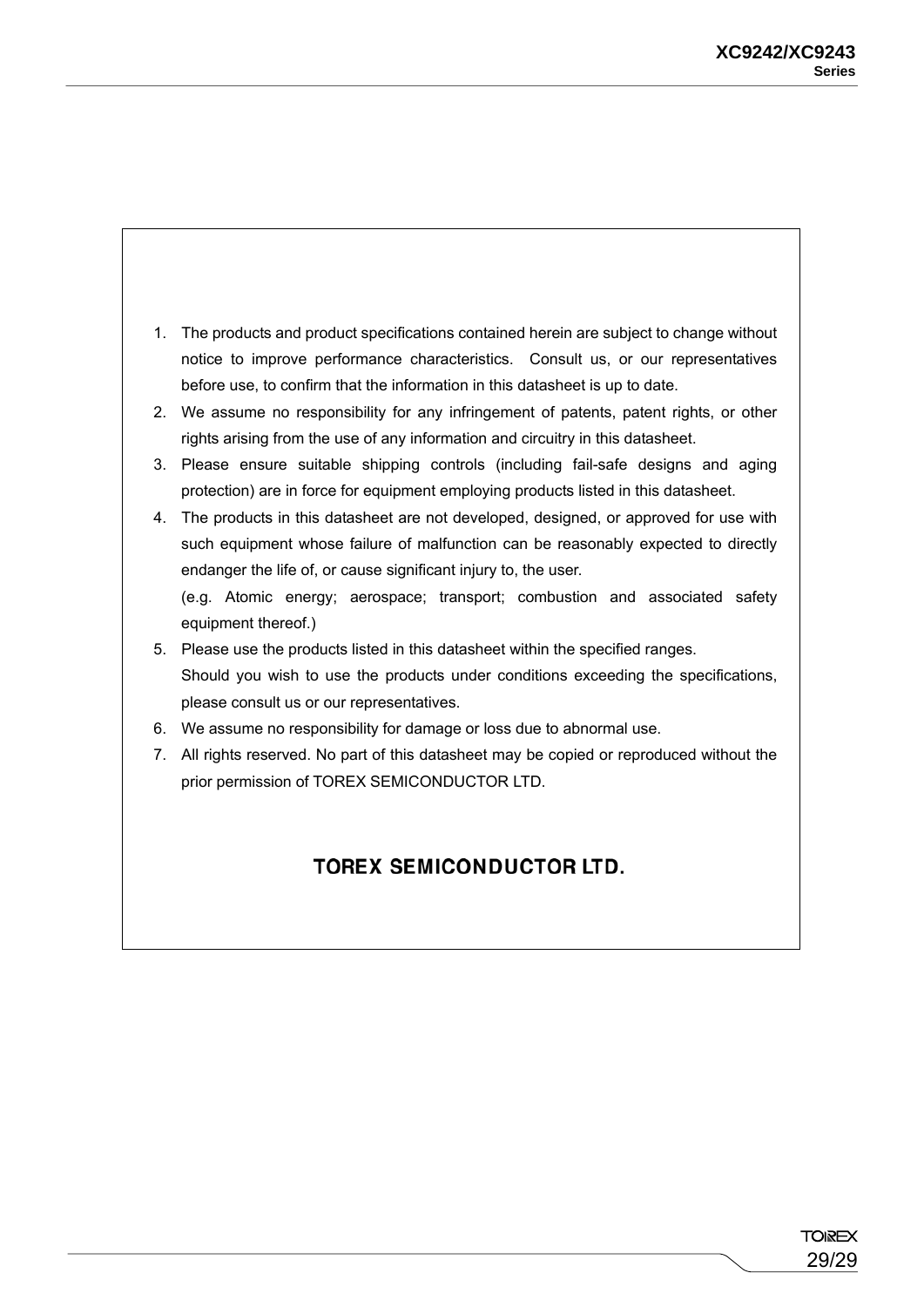1. The products and product specifications contained herein are subject to change without notice to improve performance characteristics. Consult us, or our representatives before use, to confirm that the information in this datasheet is up to date.
2. We assume no responsibility for any infringement of patents, patent rights, or other rights arising from the use of any information and circuitry in this datasheet.
3. Please ensure suitable shipping controls (including fail-safe designs and aging protection) are in force for equipment employing products listed in this datasheet.
4. The products in this datasheet are not developed, designed, or approved for use with such equipment whose failure of malfunction can be reasonably expected to directly endanger the life of, or cause significant injury to, the user.
   (e.g. Atomic energy; aerospace; transport; combustion and associated safety equipment thereof.)
5. Please use the products listed in this datasheet within the specified ranges.
   Should you wish to use the products under conditions exceeding the specifications, please consult us or our representatives.
6. We assume no responsibility for damage or loss due to abnormal use.
7. All rights reserved. No part of this datasheet may be copied or reproduced without the prior permission of TOREX SEMICONDUCTOR LTD.

**TOREX SEMICONDUCTOR LTD.**